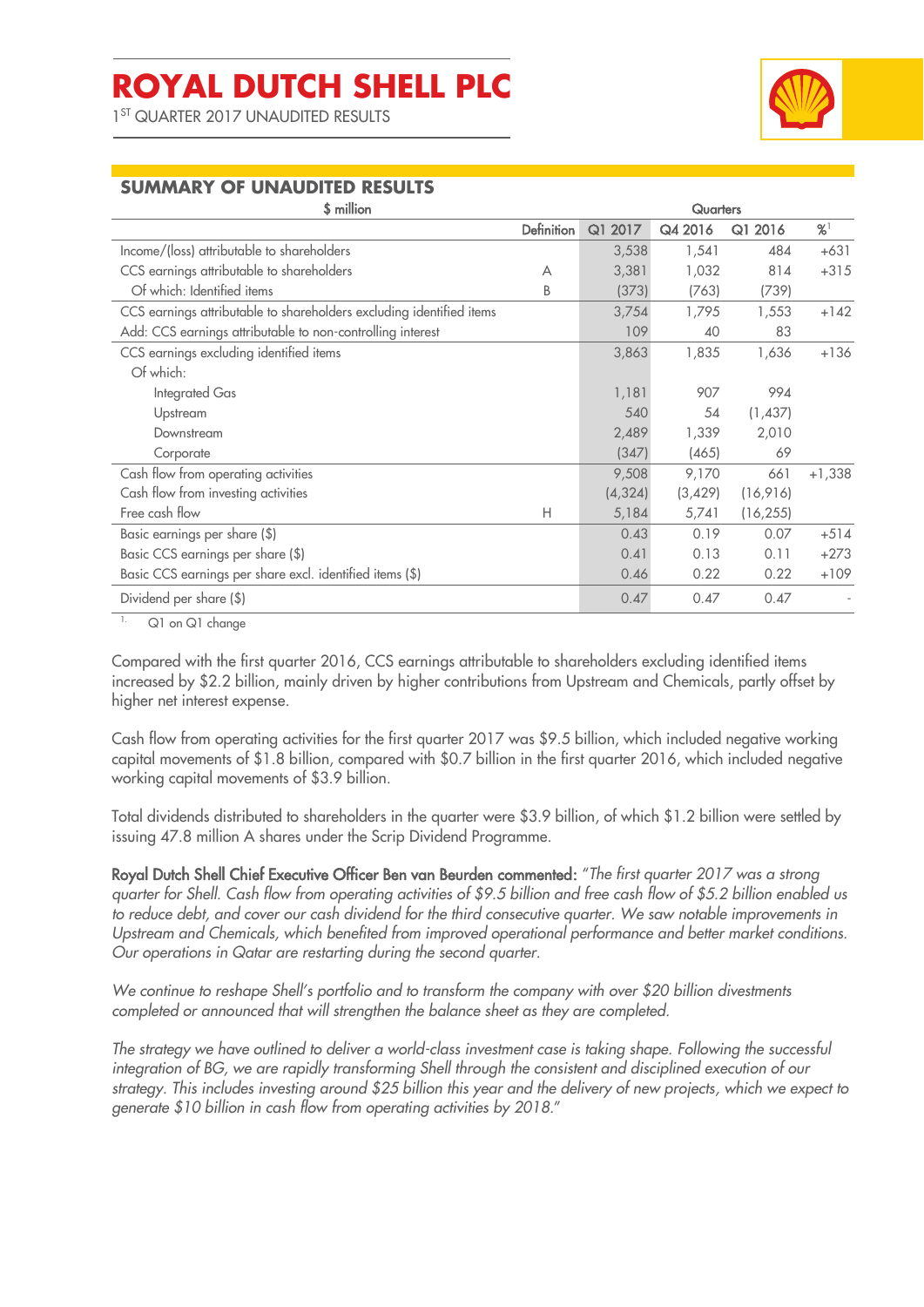# ROYAL DUTCH SHELL PLC

1ST QUARTER 2017 UNAUDITED RESULTS

## SUMMARY OF UNAUDITED RESULTS

| $ million | | Quarters | | | |
|---|---|---|---|---|---|
| | Definition | Q1 2017 | Q4 2016 | Q1 2016 | %[1] |
| Income/(loss) attributable to shareholders | | 3,538 | 1,541 | 484 | +631 |
| CCS earnings attributable to shareholders | A | 3,381 | 1,032 | 814 | +315 |
| Of which: Identified items | B | (373) | (763) | (739) | |
| CCS earnings attributable to shareholders excluding identified items | | 3,754 | 1,795 | 1,553 | +142 |
| Add: CCS earnings attributable to non-controlling interest | | 109 | 40 | 83 | |
| CCS earnings excluding identified items | | 3,863 | 1,835 | 1,636 | +136 |
| Of which: | | | | | |
| Integrated Gas | | 1,181 | 907 | 994 | |
| Upstream | | 540 | 54 | (1,437) | |
| Downstream | | 2,489 | 1,339 | 2,010 | |
| Corporate | | (347) | (465) | 69 | |
| Cash flow from operating activities | | 9,508 | 9,170 | 661 | +1,338 |
| Cash flow from investing activities | | (4,324) | (3,429) | (16,916) | |
| Free cash flow | H | 5,184 | 5,741 | (16,255) | |
| Basic earnings per share ($) | | 0.43 | 0.19 | 0.07 | +514 |
| Basic CCS earnings per share ($) | | 0.41 | 0.13 | 0.11 | +273 |
| Basic CCS earnings per share excl. identified items ($) | | 0.46 | 0.22 | 0.22 | +109 |
| Dividend per share ($) | | 0.47 | 0.47 | 0.47 | - |

1. Q1 on Q1 change

Compared with the first quarter 2016, CCS earnings attributable to shareholders excluding identified items increased by $2.2 billion, mainly driven by higher contributions from Upstream and Chemicals, partly offset by higher net interest expense.

Cash flow from operating activities for the first quarter 2017 was $9.5 billion, which included negative working capital movements of $1.8 billion, compared with $0.7 billion in the first quarter 2016, which included negative working capital movements of $3.9 billion.

Total dividends distributed to shareholders in the quarter were $3.9 billion, of which $1.2 billion were settled by issuing 47.8 million A shares under the Scrip Dividend Programme.

**Royal Dutch Shell Chief Executive Officer Ben van Beurden commented:** *"The first quarter 2017 was a strong quarter for Shell. Cash flow from operating activities of $9.5 billion and free cash flow of $5.2 billion enabled us to reduce debt, and cover our cash dividend for the third consecutive quarter. We saw notable improvements in Upstream and Chemicals, which benefited from improved operational performance and better market conditions. Our operations in Qatar are restarting during the second quarter.*

*We continue to reshape Shell's portfolio and to transform the company with over $20 billion divestments completed or announced that will strengthen the balance sheet as they are completed.*

*The strategy we have outlined to deliver a world-class investment case is taking shape. Following the successful integration of BG, we are rapidly transforming Shell through the consistent and disciplined execution of our strategy. This includes investing around $25 billion this year and the delivery of new projects, which we expect to generate $10 billion in cash flow from operating activities by 2018."*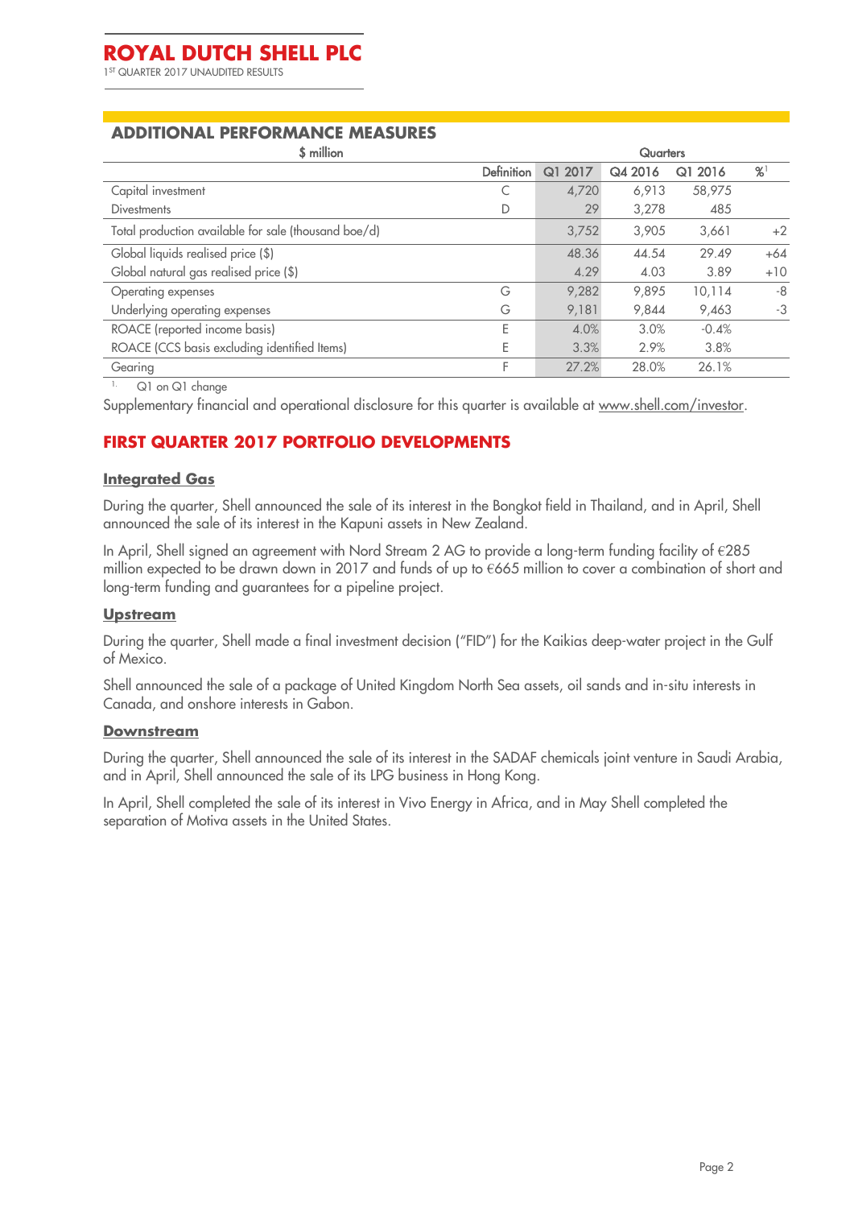## ADDITIONAL PERFORMANCE MEASURES

| $ million | | Quarters | | | |
|---|---|---|---|---|---|
| | Definition | Q1 2017 | Q4 2016 | Q1 2016 | %[1] |
| Capital investment | C | 4,720 | 6,913 | 58,975 | |
| Divestments | D | 29 | 3,278 | 485 | |
| Total production available for sale (thousand boe/d) | | 3,752 | 3,905 | 3,661 | +2 |
| Global liquids realised price ($) | | 48.36 | 44.54 | 29.49 | +64 |
| Global natural gas realised price ($) | | 4.29 | 4.03 | 3.89 | +10 |
| Operating expenses | G | 9,282 | 9,895 | 10,114 | -8 |
| Underlying operating expenses | G | 9,181 | 9,844 | 9,463 | -3 |
| ROACE (reported income basis) | E | 4.0% | 3.0% | -0.4% | |
| ROACE (CCS basis excluding identified Items) | E | 3.3% | 2.9% | 3.8% | |
| Gearing | F | 27.2% | 28.0% | 26.1% | |

1. Q1 on Q1 change

Supplementary financial and operational disclosure for this quarter is available at www.shell.com/investor.

## FIRST QUARTER 2017 PORTFOLIO DEVELOPMENTS

### Integrated Gas

During the quarter, Shell announced the sale of its interest in the Bongkot field in Thailand, and in April, Shell announced the sale of its interest in the Kapuni assets in New Zealand.

In April, Shell signed an agreement with Nord Stream 2 AG to provide a long-term funding facility of €285 million expected to be drawn down in 2017 and funds of up to €665 million to cover a combination of short and long-term funding and guarantees for a pipeline project.

### Upstream

During the quarter, Shell made a final investment decision ("FID") for the Kaikias deep-water project in the Gulf of Mexico.

Shell announced the sale of a package of United Kingdom North Sea assets, oil sands and in-situ interests in Canada, and onshore interests in Gabon.

### Downstream

During the quarter, Shell announced the sale of its interest in the SADAF chemicals joint venture in Saudi Arabia, and in April, Shell announced the sale of its LPG business in Hong Kong.

In April, Shell completed the sale of its interest in Vivo Energy in Africa, and in May Shell completed the separation of Motiva assets in the United States.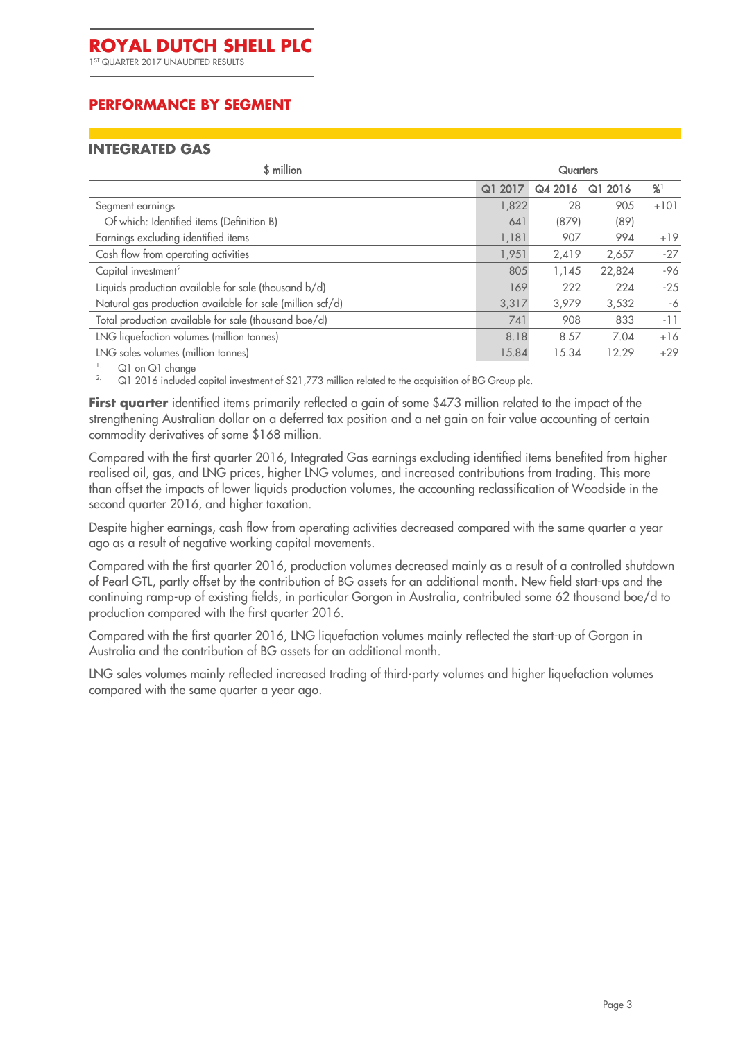# PERFORMANCE BY SEGMENT

## INTEGRATED GAS

| $ million | Quarters | | | |
|---|---|---|---|---|
| | Q1 2017 | Q4 2016 | Q1 2016 | %[1] |
| Segment earnings | 1,822 | 28 | 905 | +101 |
| Of which: Identified items (Definition B) | 641 | (879) | (89) | |
| Earnings excluding identified items | 1,181 | 907 | 994 | +19 |
| Cash flow from operating activities | 1,951 | 2,419 | 2,657 | -27 |
| Capital investment[2] | 805 | 1,145 | 22,824 | -96 |
| Liquids production available for sale (thousand b/d) | 169 | 222 | 224 | -25 |
| Natural gas production available for sale (million scf/d) | 3,317 | 3,979 | 3,532 | -6 |
| Total production available for sale (thousand boe/d) | 741 | 908 | 833 | -11 |
| LNG liquefaction volumes (million tonnes) | 8.18 | 8.57 | 7.04 | +16 |
| LNG sales volumes (million tonnes) | 15.84 | 15.34 | 12.29 | +29 |

1. Q1 on Q1 change
2. Q1 2016 included capital investment of $21,773 million related to the acquisition of BG Group plc.

**First quarter** identified items primarily reflected a gain of some $473 million related to the impact of the strengthening Australian dollar on a deferred tax position and a net gain on fair value accounting of certain commodity derivatives of some $168 million.

Compared with the first quarter 2016, Integrated Gas earnings excluding identified items benefited from higher realised oil, gas, and LNG prices, higher LNG volumes, and increased contributions from trading. This more than offset the impacts of lower liquids production volumes, the accounting reclassification of Woodside in the second quarter 2016, and higher taxation.

Despite higher earnings, cash flow from operating activities decreased compared with the same quarter a year ago as a result of negative working capital movements.

Compared with the first quarter 2016, production volumes decreased mainly as a result of a controlled shutdown of Pearl GTL, partly offset by the contribution of BG assets for an additional month. New field start-ups and the continuing ramp-up of existing fields, in particular Gorgon in Australia, contributed some 62 thousand boe/d to production compared with the first quarter 2016.

Compared with the first quarter 2016, LNG liquefaction volumes mainly reflected the start-up of Gorgon in Australia and the contribution of BG assets for an additional month.

LNG sales volumes mainly reflected increased trading of third-party volumes and higher liquefaction volumes compared with the same quarter a year ago.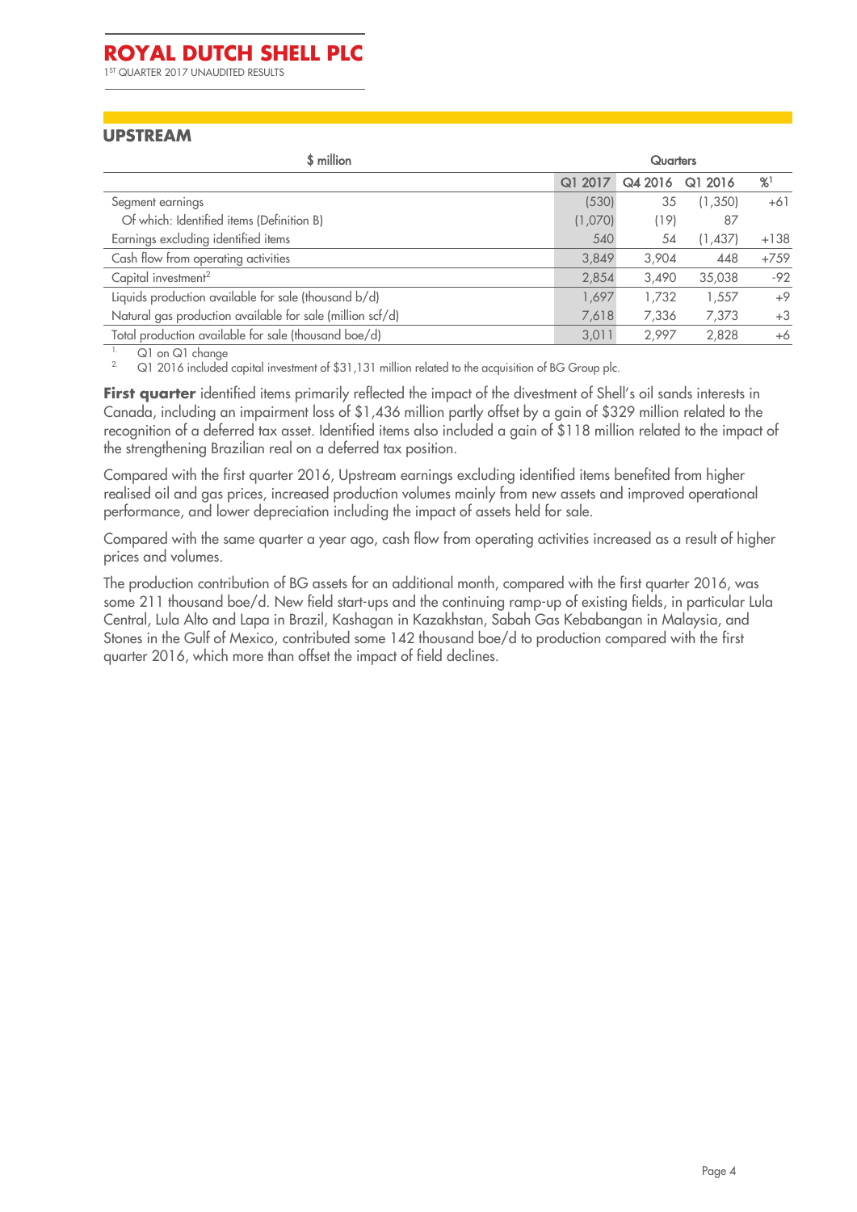## UPSTREAM

| $ million | Quarters | | | |
|---|---|---|---|---|
| | Q1 2017 | Q4 2016 | Q1 2016 | %[1] |
| Segment earnings | (530) | 35 | (1,350) | +61 |
| Of which: Identified items (Definition B) | (1,070) | (19) | 87 | |
| Earnings excluding identified items | 540 | 54 | (1,437) | +138 |
| Cash flow from operating activities | 3,849 | 3,904 | 448 | +759 |
| Capital investment[2] | 2,854 | 3,490 | 35,038 | -92 |
| Liquids production available for sale (thousand b/d) | 1,697 | 1,732 | 1,557 | +9 |
| Natural gas production available for sale (million scf/d) | 7,618 | 7,336 | 7,373 | +3 |
| Total production available for sale (thousand boe/d) | 3,011 | 2,997 | 2,828 | +6 |

1. Q1 on Q1 change
2. Q1 2016 included capital investment of $31,131 million related to the acquisition of BG Group plc.

**First quarter** identified items primarily reflected the impact of the divestment of Shell's oil sands interests in Canada, including an impairment loss of $1,436 million partly offset by a gain of $329 million related to the recognition of a deferred tax asset. Identified items also included a gain of $118 million related to the impact of the strengthening Brazilian real on a deferred tax position.

Compared with the first quarter 2016, Upstream earnings excluding identified items benefited from higher realised oil and gas prices, increased production volumes mainly from new assets and improved operational performance, and lower depreciation including the impact of assets held for sale.

Compared with the same quarter a year ago, cash flow from operating activities increased as a result of higher prices and volumes.

The production contribution of BG assets for an additional month, compared with the first quarter 2016, was some 211 thousand boe/d. New field start-ups and the continuing ramp-up of existing fields, in particular Lula Central, Lula Alto and Lapa in Brazil, Kashagan in Kazakhstan, Sabah Gas Kebabangan in Malaysia, and Stones in the Gulf of Mexico, contributed some 142 thousand boe/d to production compared with the first quarter 2016, which more than offset the impact of field declines.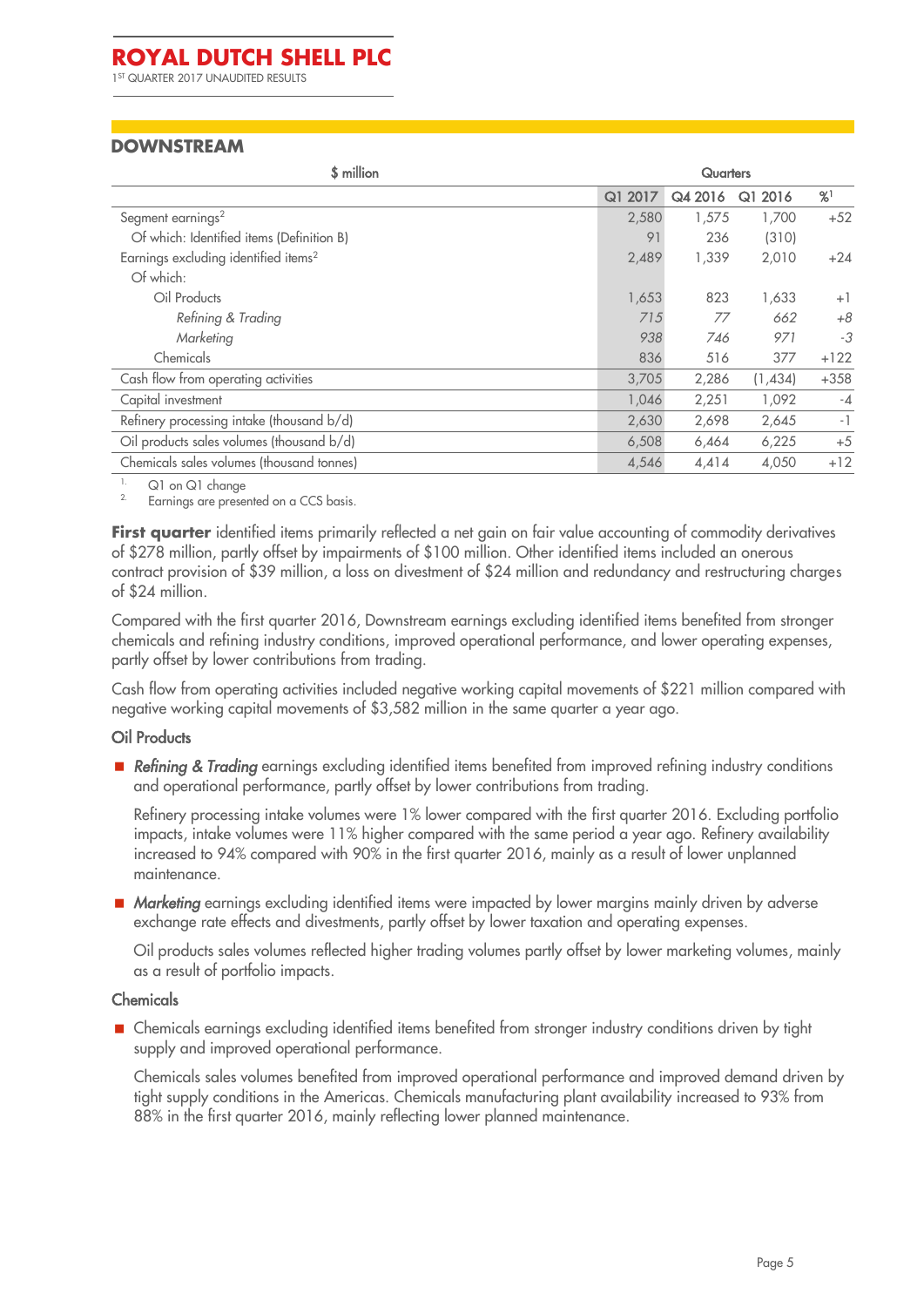## DOWNSTREAM

| $ million | Quarters | | | |
|---|---|---|---|---|
| | Q1 2017 | Q4 2016 | Q1 2016 | %[1] |
| Segment earnings[2] | 2,580 | 1,575 | 1,700 | +52 |
| Of which: Identified items (Definition B) | 91 | 236 | (310) | |
| Earnings excluding identified items[2] | 2,489 | 1,339 | 2,010 | +24 |
| Of which: | | | | |
| Oil Products | 1,653 | 823 | 1,633 | +1 |
| *Refining & Trading* | *715* | *77* | *662* | *+8* |
| *Marketing* | *938* | *746* | *971* | *-3* |
| Chemicals | 836 | 516 | 377 | +122 |
| Cash flow from operating activities | 3,705 | 2,286 | (1,434) | +358 |
| Capital investment | 1,046 | 2,251 | 1,092 | -4 |
| Refinery processing intake (thousand b/d) | 2,630 | 2,698 | 2,645 | -1 |
| Oil products sales volumes (thousand b/d) | 6,508 | 6,464 | 6,225 | +5 |
| Chemicals sales volumes (thousand tonnes) | 4,546 | 4,414 | 4,050 | +12 |

1. Q1 on Q1 change
2. Earnings are presented on a CCS basis.

**First quarter** identified items primarily reflected a net gain on fair value accounting of commodity derivatives of $278 million, partly offset by impairments of $100 million. Other identified items included an onerous contract provision of $39 million, a loss on divestment of $24 million and redundancy and restructuring charges of $24 million.

Compared with the first quarter 2016, Downstream earnings excluding identified items benefited from stronger chemicals and refining industry conditions, improved operational performance, and lower operating expenses, partly offset by lower contributions from trading.

Cash flow from operating activities included negative working capital movements of $221 million compared with negative working capital movements of $3,582 million in the same quarter a year ago.

### Oil Products

- ***Refining & Trading*** earnings excluding identified items benefited from improved refining industry conditions and operational performance, partly offset by lower contributions from trading.

  Refinery processing intake volumes were 1% lower compared with the first quarter 2016. Excluding portfolio impacts, intake volumes were 11% higher compared with the same period a year ago. Refinery availability increased to 94% compared with 90% in the first quarter 2016, mainly as a result of lower unplanned maintenance.

- ***Marketing*** earnings excluding identified items were impacted by lower margins mainly driven by adverse exchange rate effects and divestments, partly offset by lower taxation and operating expenses.

  Oil products sales volumes reflected higher trading volumes partly offset by lower marketing volumes, mainly as a result of portfolio impacts.

### Chemicals

- Chemicals earnings excluding identified items benefited from stronger industry conditions driven by tight supply and improved operational performance.

  Chemicals sales volumes benefited from improved operational performance and improved demand driven by tight supply conditions in the Americas. Chemicals manufacturing plant availability increased to 93% from 88% in the first quarter 2016, mainly reflecting lower planned maintenance.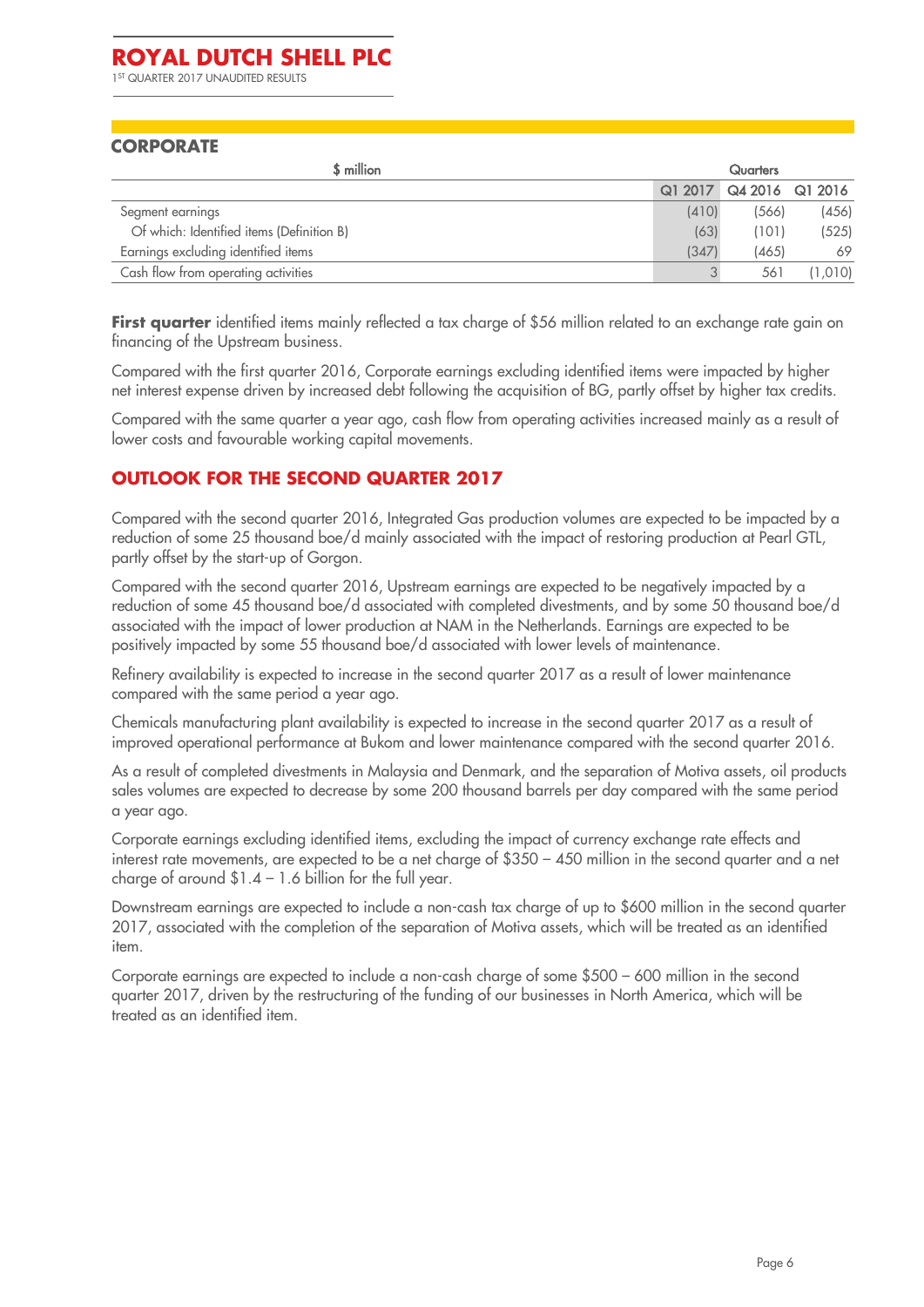## CORPORATE

| $ million | Quarters | | |
|---|---|---|---|
| | Q1 2017 | Q4 2016 | Q1 2016 |
| Segment earnings | (410) | (566) | (456) |
| Of which: Identified items (Definition B) | (63) | (101) | (525) |
| Earnings excluding identified items | (347) | (465) | 69 |
| Cash flow from operating activities | 3 | 561 | (1,010) |

**First quarter** identified items mainly reflected a tax charge of $56 million related to an exchange rate gain on financing of the Upstream business.

Compared with the first quarter 2016, Corporate earnings excluding identified items were impacted by higher net interest expense driven by increased debt following the acquisition of BG, partly offset by higher tax credits.

Compared with the same quarter a year ago, cash flow from operating activities increased mainly as a result of lower costs and favourable working capital movements.

## OUTLOOK FOR THE SECOND QUARTER 2017

Compared with the second quarter 2016, Integrated Gas production volumes are expected to be impacted by a reduction of some 25 thousand boe/d mainly associated with the impact of restoring production at Pearl GTL, partly offset by the start-up of Gorgon.

Compared with the second quarter 2016, Upstream earnings are expected to be negatively impacted by a reduction of some 45 thousand boe/d associated with completed divestments, and by some 50 thousand boe/d associated with the impact of lower production at NAM in the Netherlands. Earnings are expected to be positively impacted by some 55 thousand boe/d associated with lower levels of maintenance.

Refinery availability is expected to increase in the second quarter 2017 as a result of lower maintenance compared with the same period a year ago.

Chemicals manufacturing plant availability is expected to increase in the second quarter 2017 as a result of improved operational performance at Bukom and lower maintenance compared with the second quarter 2016.

As a result of completed divestments in Malaysia and Denmark, and the separation of Motiva assets, oil products sales volumes are expected to decrease by some 200 thousand barrels per day compared with the same period a year ago.

Corporate earnings excluding identified items, excluding the impact of currency exchange rate effects and interest rate movements, are expected to be a net charge of $350 – 450 million in the second quarter and a net charge of around $1.4 – 1.6 billion for the full year.

Downstream earnings are expected to include a non-cash tax charge of up to $600 million in the second quarter 2017, associated with the completion of the separation of Motiva assets, which will be treated as an identified item.

Corporate earnings are expected to include a non-cash charge of some $500 – 600 million in the second quarter 2017, driven by the restructuring of the funding of our businesses in North America, which will be treated as an identified item.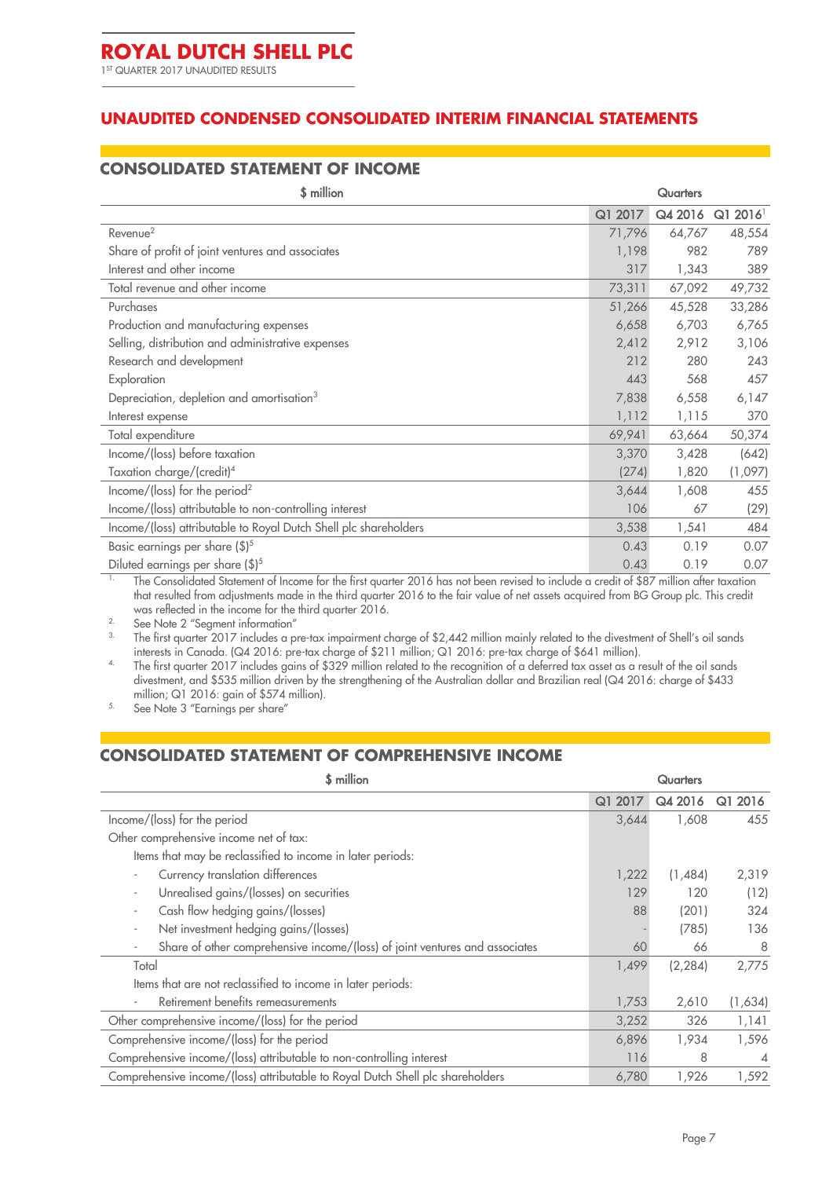## UNAUDITED CONDENSED CONSOLIDATED INTERIM FINANCIAL STATEMENTS

### CONSOLIDATED STATEMENT OF INCOME

| $ million | Quarters | | |
|---|---|---|---|
| | Q1 2017 | Q4 2016 | Q1 2016[1] |
| Revenue[2] | 71,796 | 64,767 | 48,554 |
| Share of profit of joint ventures and associates | 1,198 | 982 | 789 |
| Interest and other income | 317 | 1,343 | 389 |
| Total revenue and other income | 73,311 | 67,092 | 49,732 |
| Purchases | 51,266 | 45,528 | 33,286 |
| Production and manufacturing expenses | 6,658 | 6,703 | 6,765 |
| Selling, distribution and administrative expenses | 2,412 | 2,912 | 3,106 |
| Research and development | 212 | 280 | 243 |
| Exploration | 443 | 568 | 457 |
| Depreciation, depletion and amortisation[3] | 7,838 | 6,558 | 6,147 |
| Interest expense | 1,112 | 1,115 | 370 |
| Total expenditure | 69,941 | 63,664 | 50,374 |
| Income/(loss) before taxation | 3,370 | 3,428 | (642) |
| Taxation charge/(credit)[4] | (274) | 1,820 | (1,097) |
| Income/(loss) for the period[2] | 3,644 | 1,608 | 455 |
| Income/(loss) attributable to non-controlling interest | 106 | 67 | (29) |
| Income/(loss) attributable to Royal Dutch Shell plc shareholders | 3,538 | 1,541 | 484 |
| Basic earnings per share ($)[5] | 0.43 | 0.19 | 0.07 |
| Diluted earnings per share ($)[5] | 0.43 | 0.19 | 0.07 |

1. The Consolidated Statement of Income for the first quarter 2016 has not been revised to include a credit of $87 million after taxation that resulted from adjustments made in the third quarter 2016 to the fair value of net assets acquired from BG Group plc. This credit was reflected in the income for the third quarter 2016.
2. See Note 2 "Segment information"
3. The first quarter 2017 includes a pre-tax impairment charge of $2,442 million mainly related to the divestment of Shell's oil sands interests in Canada. (Q4 2016: pre-tax charge of $211 million; Q1 2016: pre-tax charge of $641 million).
4. The first quarter 2017 includes gains of $329 million related to the recognition of a deferred tax asset as a result of the oil sands divestment, and $535 million driven by the strengthening of the Australian dollar and Brazilian real (Q4 2016: charge of $433 million; Q1 2016: gain of $574 million).
5. See Note 3 "Earnings per share"

### CONSOLIDATED STATEMENT OF COMPREHENSIVE INCOME

| $ million | Quarters | | |
|---|---|---|---|
| | Q1 2017 | Q4 2016 | Q1 2016 |
| Income/(loss) for the period | 3,644 | 1,608 | 455 |
| Other comprehensive income net of tax: | | | |
| Items that may be reclassified to income in later periods: | | | |
| - Currency translation differences | 1,222 | (1,484) | 2,319 |
| - Unrealised gains/(losses) on securities | 129 | 120 | (12) |
| - Cash flow hedging gains/(losses) | 88 | (201) | 324 |
| - Net investment hedging gains/(losses) | - | (785) | 136 |
| - Share of other comprehensive income/(loss) of joint ventures and associates | 60 | 66 | 8 |
| Total | 1,499 | (2,284) | 2,775 |
| Items that are not reclassified to income in later periods: | | | |
| - Retirement benefits remeasurements | 1,753 | 2,610 | (1,634) |
| Other comprehensive income/(loss) for the period | 3,252 | 326 | 1,141 |
| Comprehensive income/(loss) for the period | 6,896 | 1,934 | 1,596 |
| Comprehensive income/(loss) attributable to non-controlling interest | 116 | 8 | 4 |
| Comprehensive income/(loss) attributable to Royal Dutch Shell plc shareholders | 6,780 | 1,926 | 1,592 |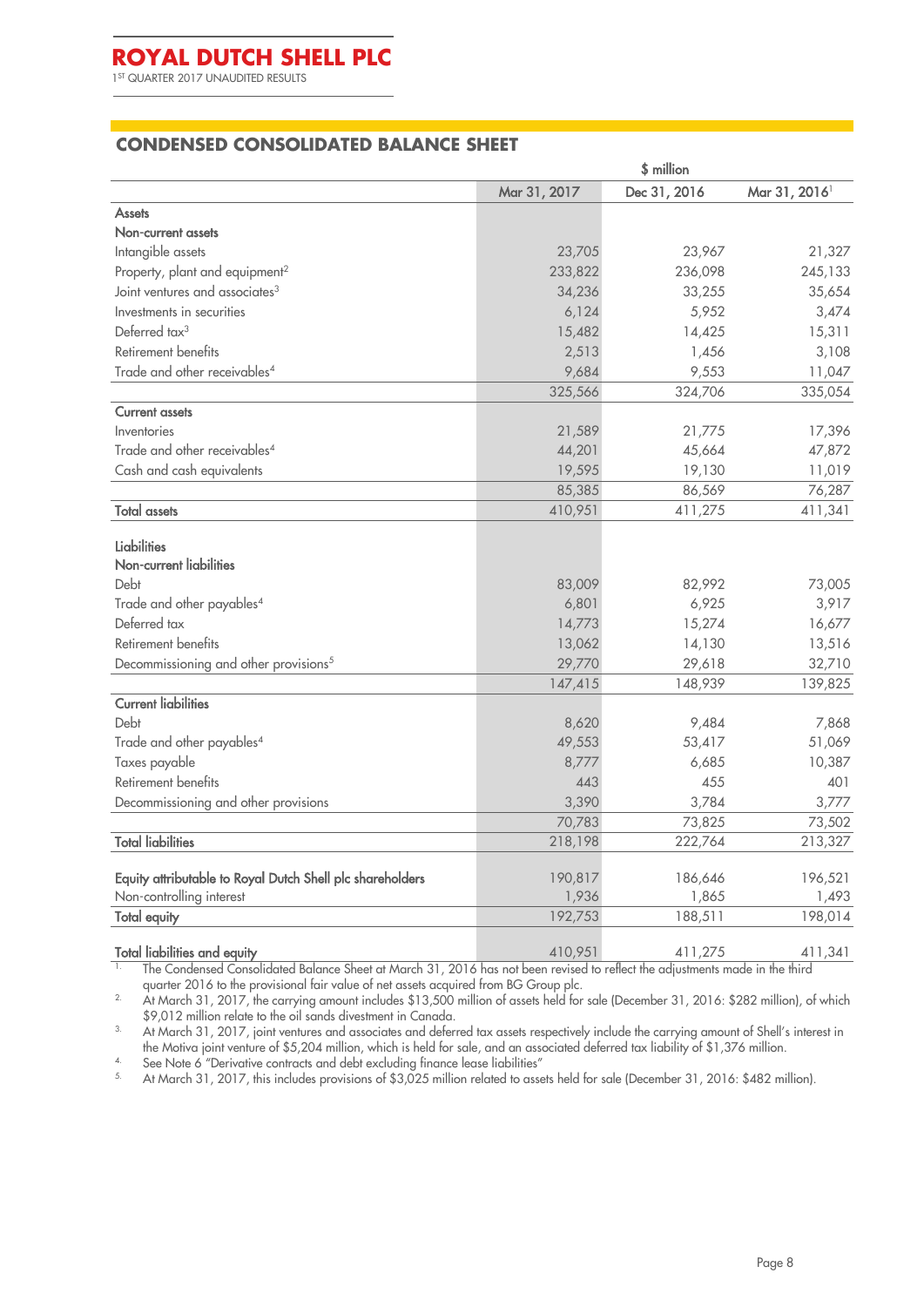## CONDENSED CONSOLIDATED BALANCE SHEET

| | $ million | | |
|---|---|---|---|
| | Mar 31, 2017 | Dec 31, 2016 | Mar 31, 2016[1] |
| **Assets** | | | |
| **Non-current assets** | | | |
| Intangible assets | 23,705 | 23,967 | 21,327 |
| Property, plant and equipment[2] | 233,822 | 236,098 | 245,133 |
| Joint ventures and associates[3] | 34,236 | 33,255 | 35,654 |
| Investments in securities | 6,124 | 5,952 | 3,474 |
| Deferred tax[3] | 15,482 | 14,425 | 15,311 |
| Retirement benefits | 2,513 | 1,456 | 3,108 |
| Trade and other receivables[4] | 9,684 | 9,553 | 11,047 |
| | 325,566 | 324,706 | 335,054 |
| **Current assets** | | | |
| Inventories | 21,589 | 21,775 | 17,396 |
| Trade and other receivables[4] | 44,201 | 45,664 | 47,872 |
| Cash and cash equivalents | 19,595 | 19,130 | 11,019 |
| | 85,385 | 86,569 | 76,287 |
| **Total assets** | 410,951 | 411,275 | 411,341 |
| **Liabilities** | | | |
| **Non-current liabilities** | | | |
| Debt | 83,009 | 82,992 | 73,005 |
| Trade and other payables[4] | 6,801 | 6,925 | 3,917 |
| Deferred tax | 14,773 | 15,274 | 16,677 |
| Retirement benefits | 13,062 | 14,130 | 13,516 |
| Decommissioning and other provisions[5] | 29,770 | 29,618 | 32,710 |
| | 147,415 | 148,939 | 139,825 |
| **Current liabilities** | | | |
| Debt | 8,620 | 9,484 | 7,868 |
| Trade and other payables[4] | 49,553 | 53,417 | 51,069 |
| Taxes payable | 8,777 | 6,685 | 10,387 |
| Retirement benefits | 443 | 455 | 401 |
| Decommissioning and other provisions | 3,390 | 3,784 | 3,777 |
| | 70,783 | 73,825 | 73,502 |
| **Total liabilities** | 218,198 | 222,764 | 213,327 |
| **Equity attributable to Royal Dutch Shell plc shareholders** | 190,817 | 186,646 | 196,521 |
| Non-controlling interest | 1,936 | 1,865 | 1,493 |
| **Total equity** | 192,753 | 188,511 | 198,014 |
| **Total liabilities and equity** | 410,951 | 411,275 | 411,341 |

1. The Condensed Consolidated Balance Sheet at March 31, 2016 has not been revised to reflect the adjustments made in the third quarter 2016 to the provisional fair value of net assets acquired from BG Group plc.
2. At March 31, 2017, the carrying amount includes $13,500 million of assets held for sale (December 31, 2016: $282 million), of which $9,012 million relate to the oil sands divestment in Canada.
3. At March 31, 2017, joint ventures and associates and deferred tax assets respectively include the carrying amount of Shell's interest in the Motiva joint venture of $5,204 million, which is held for sale, and an associated deferred tax liability of $1,376 million.
4. See Note 6 "Derivative contracts and debt excluding finance lease liabilities"
5. At March 31, 2017, this includes provisions of $3,025 million related to assets held for sale (December 31, 2016: $482 million).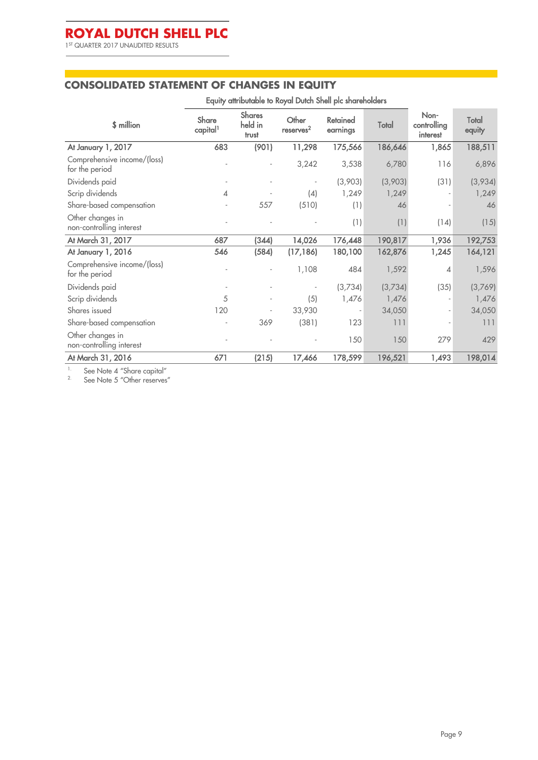## CONSOLIDATED STATEMENT OF CHANGES IN EQUITY

| $ million | Equity attributable to Royal Dutch Shell plc shareholders | | | | | | |
|---|---|---|---|---|---|---|---|
| | Share capital[1] | Shares held in trust | Other reserves[2] | Retained earnings | Total | Non-controlling interest | Total equity |
| **At January 1, 2017** | **683** | **(901)** | **11,298** | **175,566** | **186,646** | **1,865** | **188,511** |
| Comprehensive income/(loss) for the period | - | - | 3,242 | 3,538 | 6,780 | 116 | 6,896 |
| Dividends paid | - | - | - | (3,903) | (3,903) | (31) | (3,934) |
| Scrip dividends | 4 | - | (4) | 1,249 | 1,249 | - | 1,249 |
| Share-based compensation | - | 557 | (510) | (1) | 46 | - | 46 |
| Other changes in non-controlling interest | - | - | - | (1) | (1) | (14) | (15) |
| **At March 31, 2017** | **687** | **(344)** | **14,026** | **176,448** | **190,817** | **1,936** | **192,753** |
| **At January 1, 2016** | **546** | **(584)** | **(17,186)** | **180,100** | **162,876** | **1,245** | **164,121** |
| Comprehensive income/(loss) for the period | - | - | 1,108 | 484 | 1,592 | 4 | 1,596 |
| Dividends paid | - | - | - | (3,734) | (3,734) | (35) | (3,769) |
| Scrip dividends | 5 | - | (5) | 1,476 | 1,476 | - | 1,476 |
| Shares issued | 120 | - | 33,930 | - | 34,050 | - | 34,050 |
| Share-based compensation | - | 369 | (381) | 123 | 111 | - | 111 |
| Other changes in non-controlling interest | - | - | - | 150 | 150 | 279 | 429 |
| **At March 31, 2016** | **671** | **(215)** | **17,466** | **178,599** | **196,521** | **1,493** | **198,014** |

1. See Note 4 "Share capital"
2. See Note 5 "Other reserves"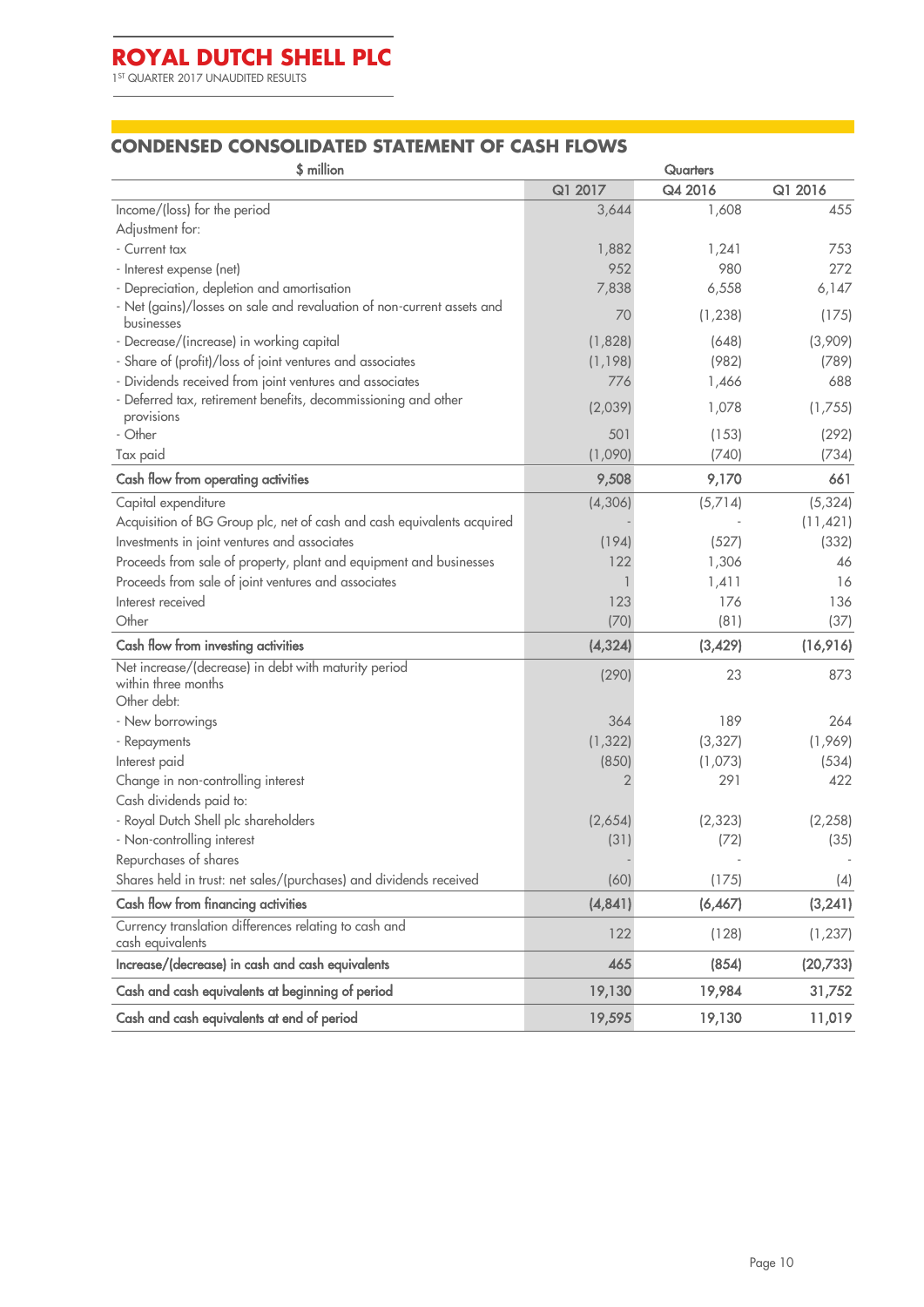## CONDENSED CONSOLIDATED STATEMENT OF CASH FLOWS

| $ million | Quarters | | |
|---|---|---|---|
| | Q1 2017 | Q4 2016 | Q1 2016 |
| Income/(loss) for the period | 3,644 | 1,608 | 455 |
| Adjustment for: | | | |
| - Current tax | 1,882 | 1,241 | 753 |
| - Interest expense (net) | 952 | 980 | 272 |
| - Depreciation, depletion and amortisation | 7,838 | 6,558 | 6,147 |
| - Net (gains)/losses on sale and revaluation of non-current assets and businesses | 70 | (1,238) | (175) |
| - Decrease/(increase) in working capital | (1,828) | (648) | (3,909) |
| - Share of (profit)/loss of joint ventures and associates | (1,198) | (982) | (789) |
| - Dividends received from joint ventures and associates | 776 | 1,466 | 688 |
| - Deferred tax, retirement benefits, decommissioning and other provisions | (2,039) | 1,078 | (1,755) |
| - Other | 501 | (153) | (292) |
| Tax paid | (1,090) | (740) | (734) |
| **Cash flow from operating activities** | **9,508** | **9,170** | **661** |
| Capital expenditure | (4,306) | (5,714) | (5,324) |
| Acquisition of BG Group plc, net of cash and cash equivalents acquired | - | - | (11,421) |
| Investments in joint ventures and associates | (194) | (527) | (332) |
| Proceeds from sale of property, plant and equipment and businesses | 122 | 1,306 | 46 |
| Proceeds from sale of joint ventures and associates | 1 | 1,411 | 16 |
| Interest received | 123 | 176 | 136 |
| Other | (70) | (81) | (37) |
| **Cash flow from investing activities** | **(4,324)** | **(3,429)** | **(16,916)** |
| Net increase/(decrease) in debt with maturity period within three months | (290) | 23 | 873 |
| Other debt: | | | |
| - New borrowings | 364 | 189 | 264 |
| - Repayments | (1,322) | (3,327) | (1,969) |
| Interest paid | (850) | (1,073) | (534) |
| Change in non-controlling interest | 2 | 291 | 422 |
| Cash dividends paid to: | | | |
| - Royal Dutch Shell plc shareholders | (2,654) | (2,323) | (2,258) |
| - Non-controlling interest | (31) | (72) | (35) |
| Repurchases of shares | - | - | - |
| Shares held in trust: net sales/(purchases) and dividends received | (60) | (175) | (4) |
| **Cash flow from financing activities** | **(4,841)** | **(6,467)** | **(3,241)** |
| Currency translation differences relating to cash and cash equivalents | 122 | (128) | (1,237) |
| **Increase/(decrease) in cash and cash equivalents** | **465** | **(854)** | **(20,733)** |
| **Cash and cash equivalents at beginning of period** | **19,130** | **19,984** | **31,752** |
| **Cash and cash equivalents at end of period** | **19,595** | **19,130** | **11,019** |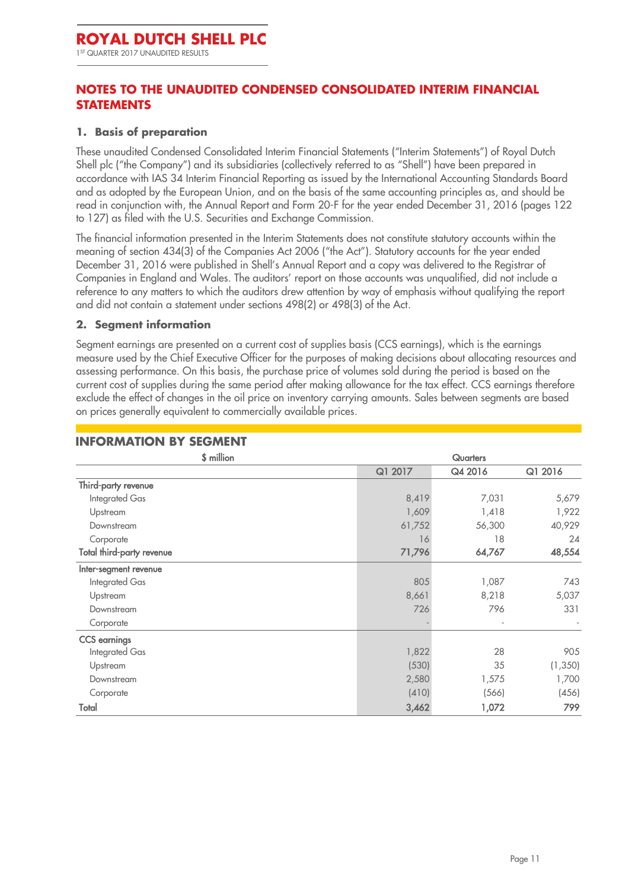## NOTES TO THE UNAUDITED CONDENSED CONSOLIDATED INTERIM FINANCIAL STATEMENTS

### 1. Basis of preparation

These unaudited Condensed Consolidated Interim Financial Statements ("Interim Statements") of Royal Dutch Shell plc ("the Company") and its subsidiaries (collectively referred to as "Shell") have been prepared in accordance with IAS 34 Interim Financial Reporting as issued by the International Accounting Standards Board and as adopted by the European Union, and on the basis of the same accounting principles as, and should be read in conjunction with, the Annual Report and Form 20-F for the year ended December 31, 2016 (pages 122 to 127) as filed with the U.S. Securities and Exchange Commission.

The financial information presented in the Interim Statements does not constitute statutory accounts within the meaning of section 434(3) of the Companies Act 2006 ("the Act"). Statutory accounts for the year ended December 31, 2016 were published in Shell's Annual Report and a copy was delivered to the Registrar of Companies in England and Wales. The auditors' report on those accounts was unqualified, did not include a reference to any matters to which the auditors drew attention by way of emphasis without qualifying the report and did not contain a statement under sections 498(2) or 498(3) of the Act.

### 2. Segment information

Segment earnings are presented on a current cost of supplies basis (CCS earnings), which is the earnings measure used by the Chief Executive Officer for the purposes of making decisions about allocating resources and assessing performance. On this basis, the purchase price of volumes sold during the period is based on the current cost of supplies during the same period after making allowance for the tax effect. CCS earnings therefore exclude the effect of changes in the oil price on inventory carrying amounts. Sales between segments are based on prices generally equivalent to commercially available prices.

#### INFORMATION BY SEGMENT

| $ million | Quarters | | |
|---|---|---|---|
| | Q1 2017 | Q4 2016 | Q1 2016 |
| **Third-party revenue** | | | |
| Integrated Gas | 8,419 | 7,031 | 5,679 |
| Upstream | 1,609 | 1,418 | 1,922 |
| Downstream | 61,752 | 56,300 | 40,929 |
| Corporate | 16 | 18 | 24 |
| **Total third-party revenue** | **71,796** | **64,767** | **48,554** |
| **Inter-segment revenue** | | | |
| Integrated Gas | 805 | 1,087 | 743 |
| Upstream | 8,661 | 8,218 | 5,037 |
| Downstream | 726 | 796 | 331 |
| Corporate | - | - | - |
| **CCS earnings** | | | |
| Integrated Gas | 1,822 | 28 | 905 |
| Upstream | (530) | 35 | (1,350) |
| Downstream | 2,580 | 1,575 | 1,700 |
| Corporate | (410) | (566) | (456) |
| **Total** | **3,462** | **1,072** | **799** |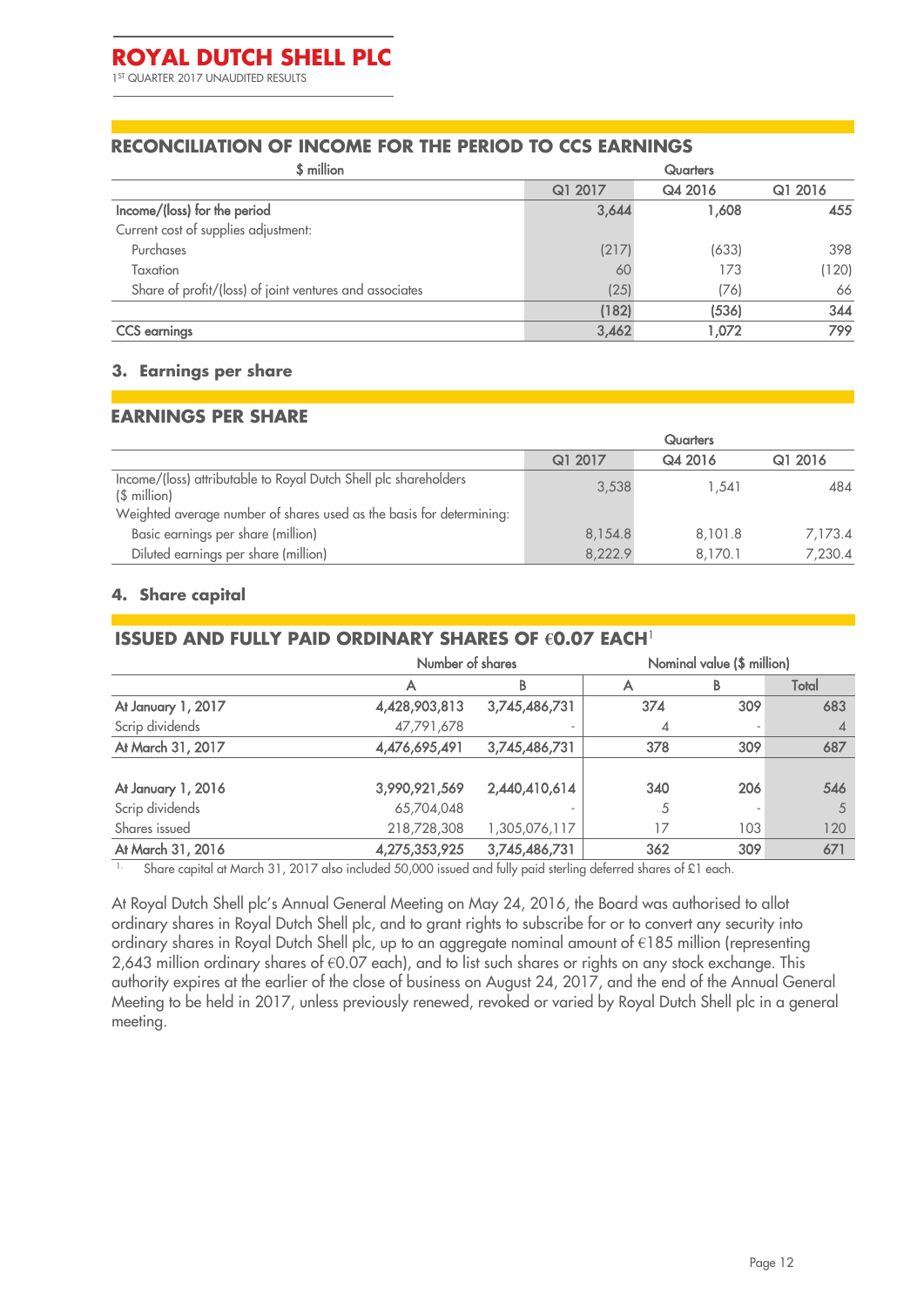## RECONCILIATION OF INCOME FOR THE PERIOD TO CCS EARNINGS

| $ million | Quarters | | |
|---|---|---|---|
| | Q1 2017 | Q4 2016 | Q1 2016 |
| **Income/(loss) for the period** | **3,644** | **1,608** | **455** |
| Current cost of supplies adjustment: | | | |
| Purchases | (217) | (633) | 398 |
| Taxation | 60 | 173 | (120) |
| Share of profit/(loss) of joint ventures and associates | (25) | (76) | 66 |
| | **(182)** | **(536)** | **344** |
| **CCS earnings** | **3,462** | **1,072** | **799** |

### 3. Earnings per share

## EARNINGS PER SHARE

| | Quarters | | |
|---|---|---|---|
| | Q1 2017 | Q4 2016 | Q1 2016 |
| Income/(loss) attributable to Royal Dutch Shell plc shareholders ($ million) | 3,538 | 1,541 | 484 |
| Weighted average number of shares used as the basis for determining: | | | |
| Basic earnings per share (million) | 8,154.8 | 8,101.8 | 7,173.4 |
| Diluted earnings per share (million) | 8,222.9 | 8,170.1 | 7,230.4 |

### 4. Share capital

## ISSUED AND FULLY PAID ORDINARY SHARES OF €0.07 EACH[1]

| | Number of shares | | Nominal value ($ million) | | |
|---|---|---|---|---|---|
| | A | B | A | B | Total |
| **At January 1, 2017** | **4,428,903,813** | **3,745,486,731** | **374** | **309** | **683** |
| Scrip dividends | 47,791,678 | - | 4 | - | 4 |
| **At March 31, 2017** | **4,476,695,491** | **3,745,486,731** | **378** | **309** | **687** |
| | | | | | |
| **At January 1, 2016** | **3,990,921,569** | **2,440,410,614** | **340** | **206** | **546** |
| Scrip dividends | 65,704,048 | - | 5 | - | 5 |
| Shares issued | 218,728,308 | 1,305,076,117 | 17 | 103 | 120 |
| **At March 31, 2016** | **4,275,353,925** | **3,745,486,731** | **362** | **309** | **671** |

1. Share capital at March 31, 2017 also included 50,000 issued and fully paid sterling deferred shares of £1 each.

At Royal Dutch Shell plc's Annual General Meeting on May 24, 2016, the Board was authorised to allot ordinary shares in Royal Dutch Shell plc, and to grant rights to subscribe for or to convert any security into ordinary shares in Royal Dutch Shell plc, up to an aggregate nominal amount of €185 million (representing 2,643 million ordinary shares of €0.07 each), and to list such shares or rights on any stock exchange. This authority expires at the earlier of the close of business on August 24, 2017, and the end of the Annual General Meeting to be held in 2017, unless previously renewed, revoked or varied by Royal Dutch Shell plc in a general meeting.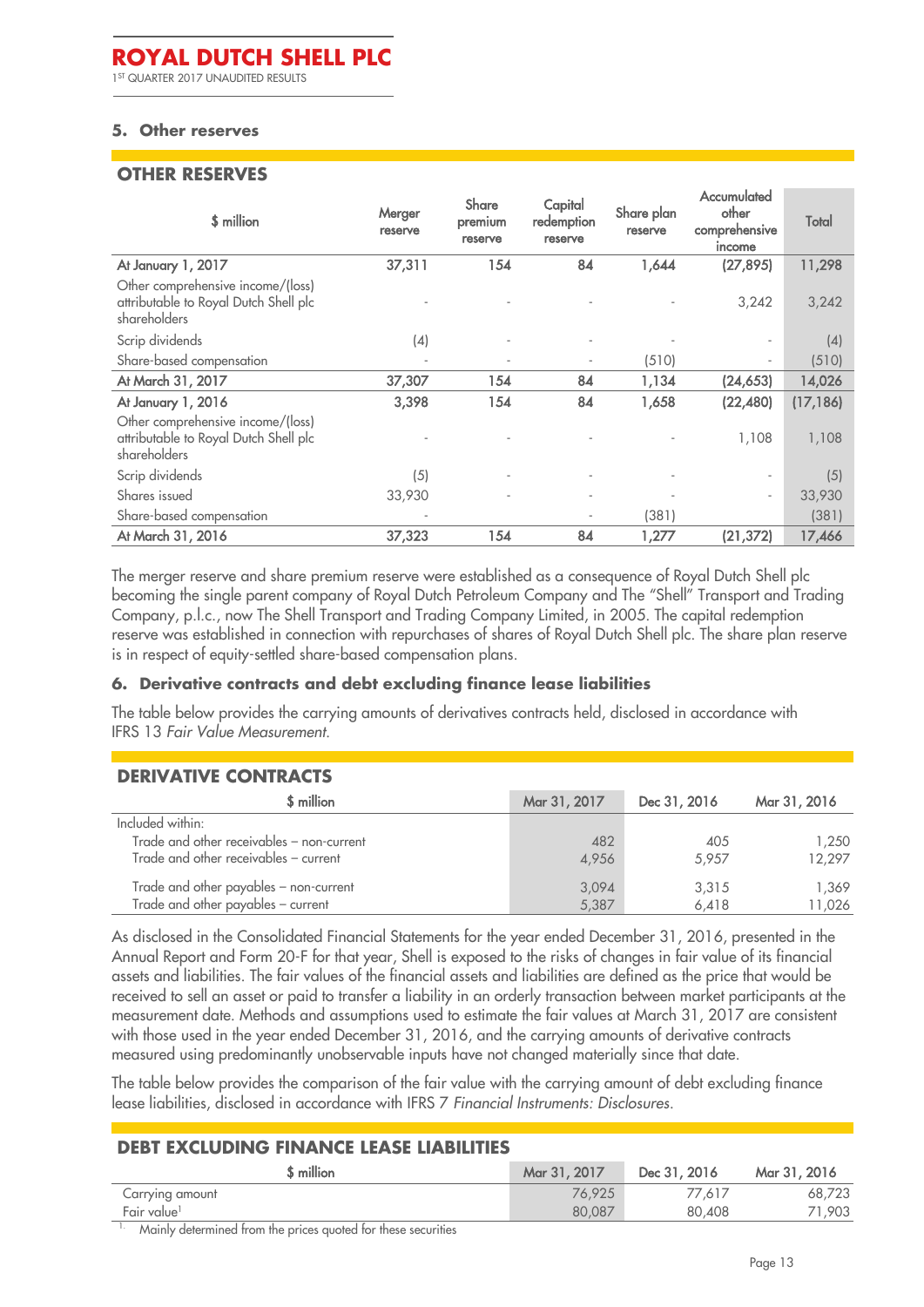## 5. Other reserves

### OTHER RESERVES

| $ million | Merger reserve | Share premium reserve | Capital redemption reserve | Share plan reserve | Accumulated other comprehensive income | Total |
|---|---|---|---|---|---|---|
| **At January 1, 2017** | **37,311** | **154** | **84** | **1,644** | **(27,895)** | **11,298** |
| Other comprehensive income/(loss) attributable to Royal Dutch Shell plc shareholders | - | - | - | - | 3,242 | 3,242 |
| Scrip dividends | (4) | - | - | - | - | (4) |
| Share-based compensation | - | - | - | (510) | - | (510) |
| **At March 31, 2017** | **37,307** | **154** | **84** | **1,134** | **(24,653)** | **14,026** |
| **At January 1, 2016** | **3,398** | **154** | **84** | **1,658** | **(22,480)** | **(17,186)** |
| Other comprehensive income/(loss) attributable to Royal Dutch Shell plc shareholders | - | - | - | - | 1,108 | 1,108 |
| Scrip dividends | (5) | - | - | - | - | (5) |
| Shares issued | 33,930 | - | - | - | - | 33,930 |
| Share-based compensation | - | | - | (381) | | (381) |
| **At March 31, 2016** | **37,323** | **154** | **84** | **1,277** | **(21,372)** | **17,466** |

The merger reserve and share premium reserve were established as a consequence of Royal Dutch Shell plc becoming the single parent company of Royal Dutch Petroleum Company and The "Shell" Transport and Trading Company, p.l.c., now The Shell Transport and Trading Company Limited, in 2005. The capital redemption reserve was established in connection with repurchases of shares of Royal Dutch Shell plc. The share plan reserve is in respect of equity-settled share-based compensation plans.

## 6. Derivative contracts and debt excluding finance lease liabilities

The table below provides the carrying amounts of derivatives contracts held, disclosed in accordance with IFRS 13 *Fair Value Measurement.*

### DERIVATIVE CONTRACTS

| $ million | Mar 31, 2017 | Dec 31, 2016 | Mar 31, 2016 |
|---|---|---|---|
| Included within: | | | |
| Trade and other receivables – non-current | 482 | 405 | 1,250 |
| Trade and other receivables – current | 4,956 | 5,957 | 12,297 |
| Trade and other payables – non-current | 3,094 | 3,315 | 1,369 |
| Trade and other payables – current | 5,387 | 6,418 | 11,026 |

As disclosed in the Consolidated Financial Statements for the year ended December 31, 2016, presented in the Annual Report and Form 20-F for that year, Shell is exposed to the risks of changes in fair value of its financial assets and liabilities. The fair values of the financial assets and liabilities are defined as the price that would be received to sell an asset or paid to transfer a liability in an orderly transaction between market participants at the measurement date. Methods and assumptions used to estimate the fair values at March 31, 2017 are consistent with those used in the year ended December 31, 2016, and the carrying amounts of derivative contracts measured using predominantly unobservable inputs have not changed materially since that date.

The table below provides the comparison of the fair value with the carrying amount of debt excluding finance lease liabilities, disclosed in accordance with IFRS 7 *Financial Instruments: Disclosures.*

### DEBT EXCLUDING FINANCE LEASE LIABILITIES

| $ million | Mar 31, 2017 | Dec 31, 2016 | Mar 31, 2016 |
|---|---|---|---|
| Carrying amount | 76,925 | 77,617 | 68,723 |
| Fair value[1] | 80,087 | 80,408 | 71,903 |

1. Mainly determined from the prices quoted for these securities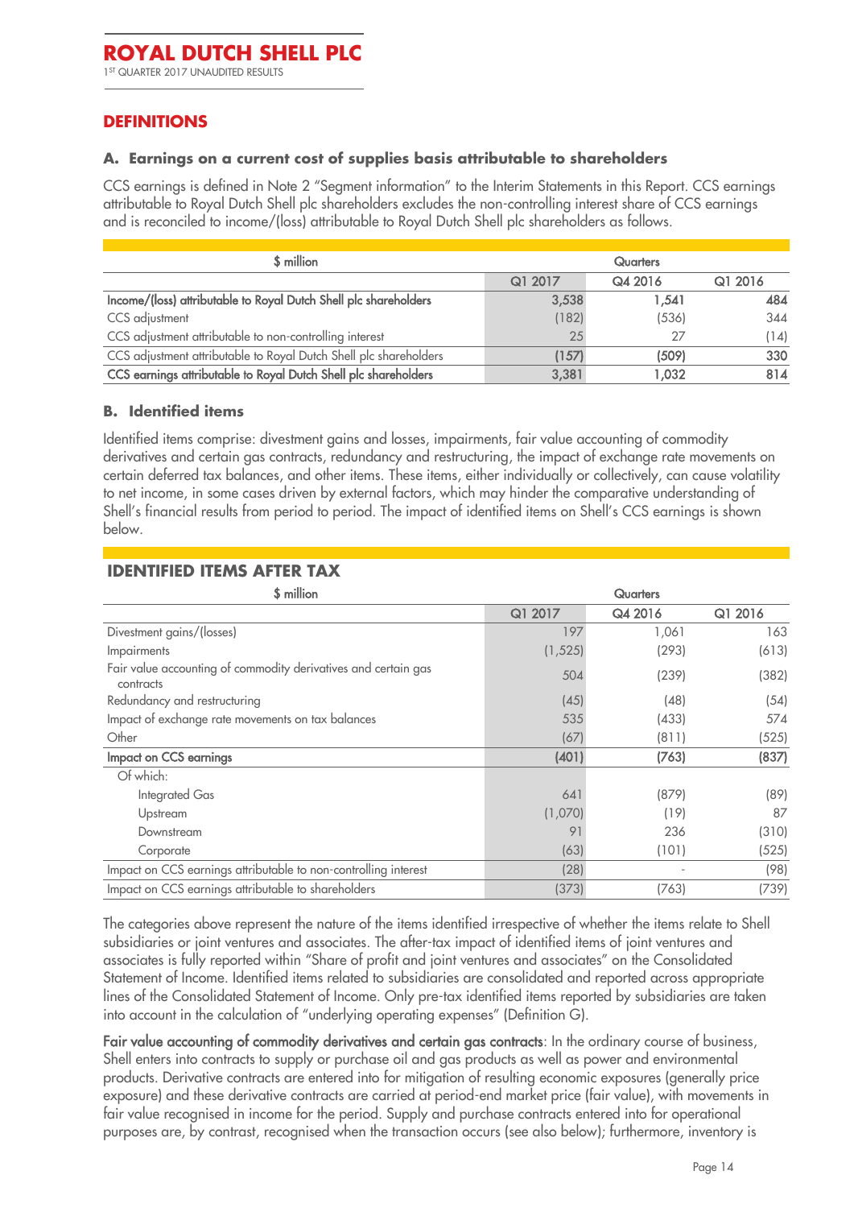## DEFINITIONS

### A. Earnings on a current cost of supplies basis attributable to shareholders

CCS earnings is defined in Note 2 "Segment information" to the Interim Statements in this Report. CCS earnings attributable to Royal Dutch Shell plc shareholders excludes the non-controlling interest share of CCS earnings and is reconciled to income/(loss) attributable to Royal Dutch Shell plc shareholders as follows.

| $ million | Quarters | | |
|---|---|---|---|
| | Q1 2017 | Q4 2016 | Q1 2016 |
| **Income/(loss) attributable to Royal Dutch Shell plc shareholders** | **3,538** | **1,541** | **484** |
| CCS adjustment | (182) | (536) | 344 |
| CCS adjustment attributable to non-controlling interest | 25 | 27 | (14) |
| CCS adjustment attributable to Royal Dutch Shell plc shareholders | **(157)** | **(509)** | **330** |
| **CCS earnings attributable to Royal Dutch Shell plc shareholders** | **3,381** | **1,032** | **814** |

### B. Identified items

Identified items comprise: divestment gains and losses, impairments, fair value accounting of commodity derivatives and certain gas contracts, redundancy and restructuring, the impact of exchange rate movements on certain deferred tax balances, and other items. These items, either individually or collectively, can cause volatility to net income, in some cases driven by external factors, which may hinder the comparative understanding of Shell's financial results from period to period. The impact of identified items on Shell's CCS earnings is shown below.

**IDENTIFIED ITEMS AFTER TAX**

| $ million | Quarters | | |
|---|---|---|---|
| | Q1 2017 | Q4 2016 | Q1 2016 |
| Divestment gains/(losses) | 197 | 1,061 | 163 |
| Impairments | (1,525) | (293) | (613) |
| Fair value accounting of commodity derivatives and certain gas contracts | 504 | (239) | (382) |
| Redundancy and restructuring | (45) | (48) | (54) |
| Impact of exchange rate movements on tax balances | 535 | (433) | 574 |
| Other | (67) | (811) | (525) |
| **Impact on CCS earnings** | **(401)** | **(763)** | **(837)** |
| Of which: | | | |
| Integrated Gas | 641 | (879) | (89) |
| Upstream | (1,070) | (19) | 87 |
| Downstream | 91 | 236 | (310) |
| Corporate | (63) | (101) | (525) |
| Impact on CCS earnings attributable to non-controlling interest | (28) | - | (98) |
| Impact on CCS earnings attributable to shareholders | (373) | (763) | (739) |

The categories above represent the nature of the items identified irrespective of whether the items relate to Shell subsidiaries or joint ventures and associates. The after-tax impact of identified items of joint ventures and associates is fully reported within "Share of profit and joint ventures and associates" on the Consolidated Statement of Income. Identified items related to subsidiaries are consolidated and reported across appropriate lines of the Consolidated Statement of Income. Only pre-tax identified items reported by subsidiaries are taken into account in the calculation of "underlying operating expenses" (Definition G).

**Fair value accounting of commodity derivatives and certain gas contracts**: In the ordinary course of business, Shell enters into contracts to supply or purchase oil and gas products as well as power and environmental products. Derivative contracts are entered into for mitigation of resulting economic exposures (generally price exposure) and these derivative contracts are carried at period-end market price (fair value), with movements in fair value recognised in income for the period. Supply and purchase contracts entered into for operational purposes are, by contrast, recognised when the transaction occurs (see also below); furthermore, inventory is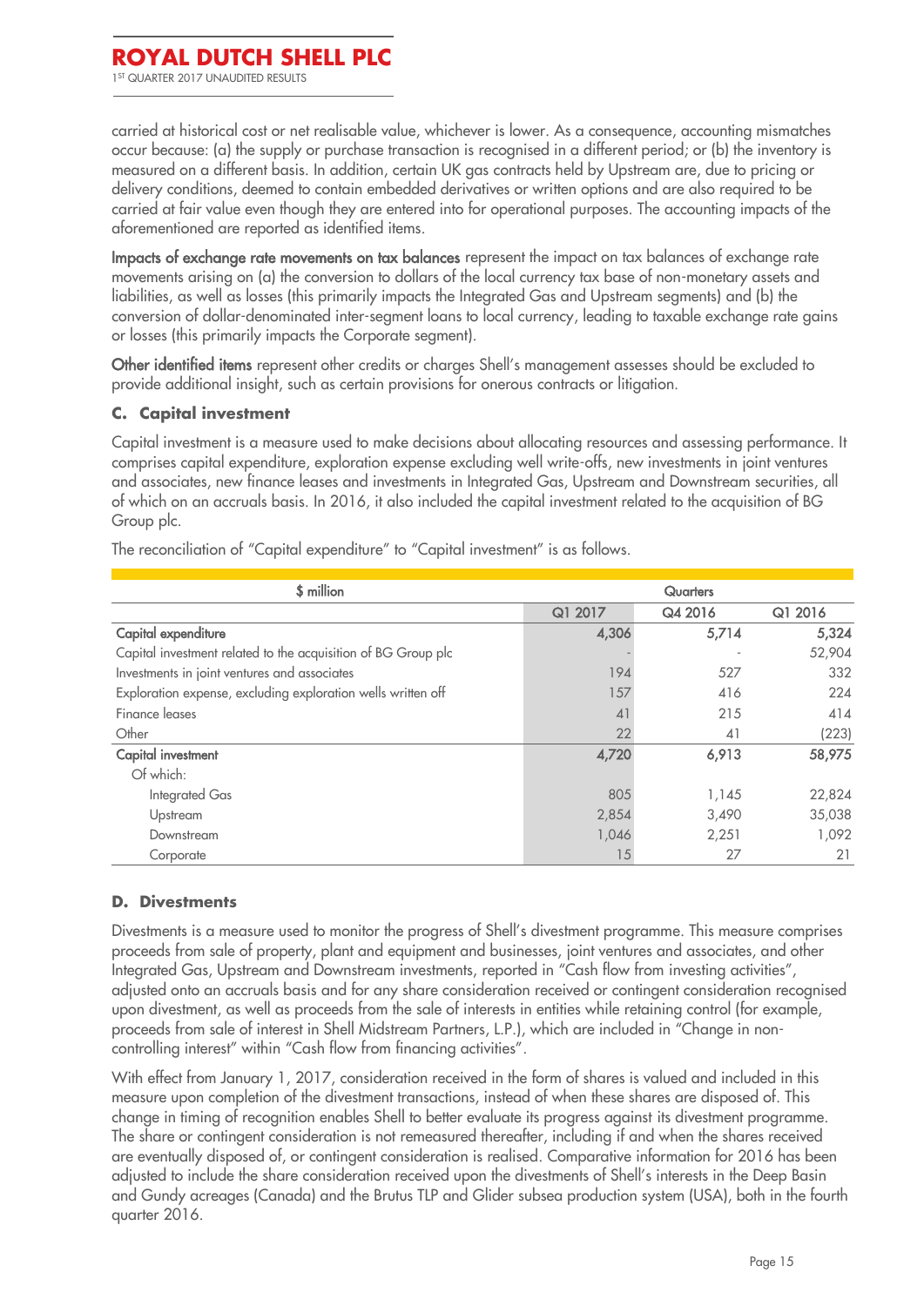carried at historical cost or net realisable value, whichever is lower. As a consequence, accounting mismatches occur because: (a) the supply or purchase transaction is recognised in a different period; or (b) the inventory is measured on a different basis. In addition, certain UK gas contracts held by Upstream are, due to pricing or delivery conditions, deemed to contain embedded derivatives or written options and are also required to be carried at fair value even though they are entered into for operational purposes. The accounting impacts of the aforementioned are reported as identified items.

**Impacts of exchange rate movements on tax balances** represent the impact on tax balances of exchange rate movements arising on (a) the conversion to dollars of the local currency tax base of non-monetary assets and liabilities, as well as losses (this primarily impacts the Integrated Gas and Upstream segments) and (b) the conversion of dollar-denominated inter-segment loans to local currency, leading to taxable exchange rate gains or losses (this primarily impacts the Corporate segment).

**Other identified items** represent other credits or charges Shell's management assesses should be excluded to provide additional insight, such as certain provisions for onerous contracts or litigation.

## C. Capital investment

Capital investment is a measure used to make decisions about allocating resources and assessing performance. It comprises capital expenditure, exploration expense excluding well write-offs, new investments in joint ventures and associates, new finance leases and investments in Integrated Gas, Upstream and Downstream securities, all of which on an accruals basis. In 2016, it also included the capital investment related to the acquisition of BG Group plc.

The reconciliation of "Capital expenditure" to "Capital investment" is as follows.

| $ million | Quarters | | |
|---|---|---|---|
| | Q1 2017 | Q4 2016 | Q1 2016 |
| **Capital expenditure** | **4,306** | **5,714** | **5,324** |
| Capital investment related to the acquisition of BG Group plc | - | - | 52,904 |
| Investments in joint ventures and associates | 194 | 527 | 332 |
| Exploration expense, excluding exploration wells written off | 157 | 416 | 224 |
| Finance leases | 41 | 215 | 414 |
| Other | 22 | 41 | (223) |
| **Capital investment** | **4,720** | **6,913** | **58,975** |
| Of which: | | | |
| Integrated Gas | 805 | 1,145 | 22,824 |
| Upstream | 2,854 | 3,490 | 35,038 |
| Downstream | 1,046 | 2,251 | 1,092 |
| Corporate | 15 | 27 | 21 |

## D. Divestments

Divestments is a measure used to monitor the progress of Shell's divestment programme. This measure comprises proceeds from sale of property, plant and equipment and businesses, joint ventures and associates, and other Integrated Gas, Upstream and Downstream investments, reported in "Cash flow from investing activities", adjusted onto an accruals basis and for any share consideration received or contingent consideration recognised upon divestment, as well as proceeds from the sale of interests in entities while retaining control (for example, proceeds from sale of interest in Shell Midstream Partners, L.P.), which are included in "Change in non-controlling interest" within "Cash flow from financing activities".

With effect from January 1, 2017, consideration received in the form of shares is valued and included in this measure upon completion of the divestment transactions, instead of when these shares are disposed of. This change in timing of recognition enables Shell to better evaluate its progress against its divestment programme. The share or contingent consideration is not remeasured thereafter, including if and when the shares received are eventually disposed of, or contingent consideration is realised. Comparative information for 2016 has been adjusted to include the share consideration received upon the divestments of Shell's interests in the Deep Basin and Gundy acreages (Canada) and the Brutus TLP and Glider subsea production system (USA), both in the fourth quarter 2016.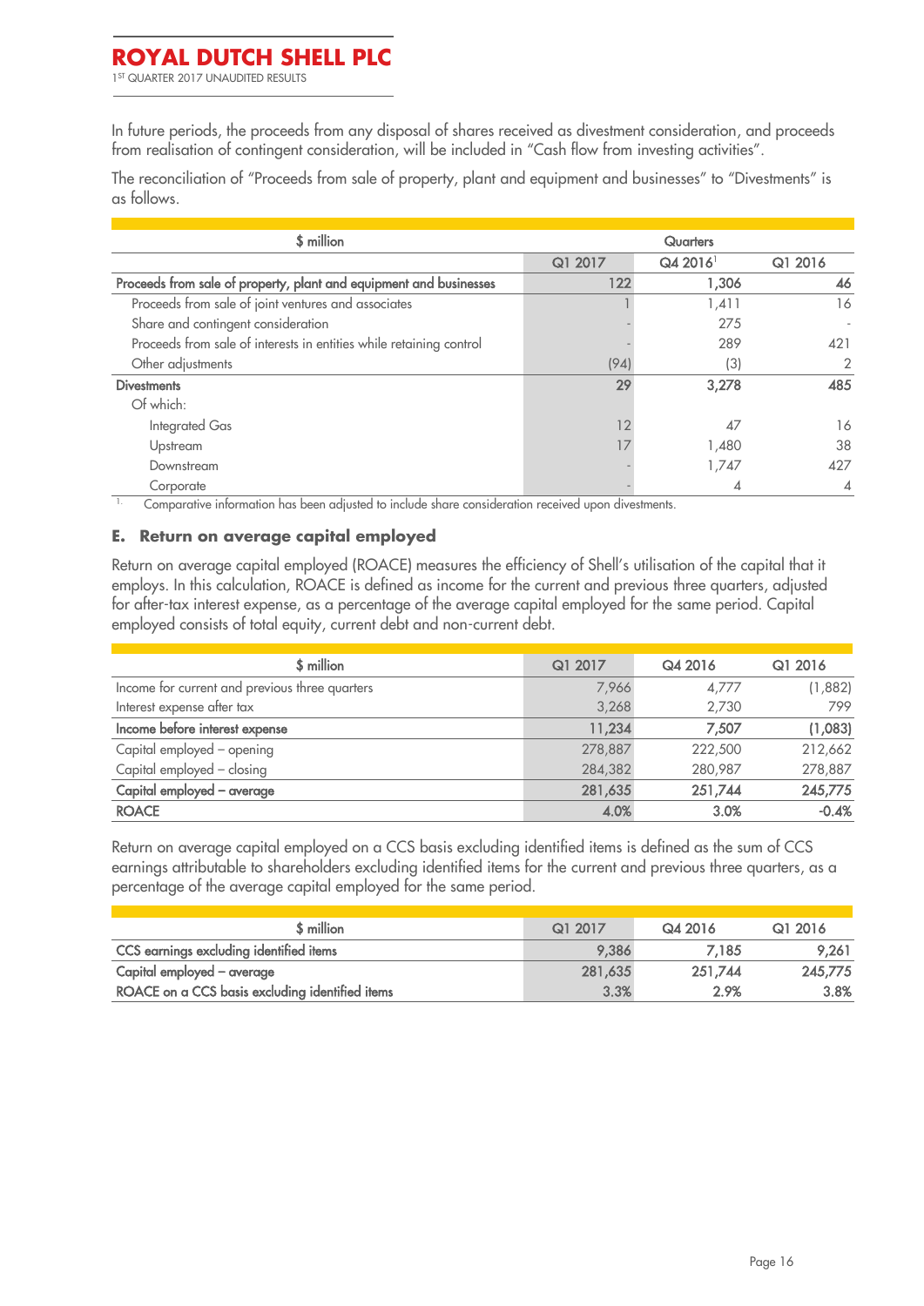In future periods, the proceeds from any disposal of shares received as divestment consideration, and proceeds from realisation of contingent consideration, will be included in "Cash flow from investing activities".

The reconciliation of "Proceeds from sale of property, plant and equipment and businesses" to "Divestments" is as follows.

| $ million | Quarters | | |
|---|---|---|---|
| | Q1 2017 | Q4 2016[1] | Q1 2016 |
| **Proceeds from sale of property, plant and equipment and businesses** | **122** | **1,306** | **46** |
| Proceeds from sale of joint ventures and associates | 1 | 1,411 | 16 |
| Share and contingent consideration | - | 275 | - |
| Proceeds from sale of interests in entities while retaining control | - | 289 | 421 |
| Other adjustments | (94) | (3) | 2 |
| **Divestments** | **29** | **3,278** | **485** |
| Of which: | | | |
| Integrated Gas | 12 | 47 | 16 |
| Upstream | 17 | 1,480 | 38 |
| Downstream | - | 1,747 | 427 |
| Corporate | - | 4 | 4 |

1. Comparative information has been adjusted to include share consideration received upon divestments.

## E. Return on average capital employed

Return on average capital employed (ROACE) measures the efficiency of Shell's utilisation of the capital that it employs. In this calculation, ROACE is defined as income for the current and previous three quarters, adjusted for after-tax interest expense, as a percentage of the average capital employed for the same period. Capital employed consists of total equity, current debt and non-current debt.

| $ million | Q1 2017 | Q4 2016 | Q1 2016 |
|---|---|---|---|
| Income for current and previous three quarters | 7,966 | 4,777 | (1,882) |
| Interest expense after tax | 3,268 | 2,730 | 799 |
| **Income before interest expense** | **11,234** | **7,507** | **(1,083)** |
| Capital employed – opening | 278,887 | 222,500 | 212,662 |
| Capital employed – closing | 284,382 | 280,987 | 278,887 |
| **Capital employed – average** | **281,635** | **251,744** | **245,775** |
| **ROACE** | **4.0%** | **3.0%** | **-0.4%** |

Return on average capital employed on a CCS basis excluding identified items is defined as the sum of CCS earnings attributable to shareholders excluding identified items for the current and previous three quarters, as a percentage of the average capital employed for the same period.

| $ million | Q1 2017 | Q4 2016 | Q1 2016 |
|---|---|---|---|
| **CCS earnings excluding identified items** | 9,386 | 7,185 | 9,261 |
| **Capital employed – average** | 281,635 | 251,744 | 245,775 |
| **ROACE on a CCS basis excluding identified items** | 3.3% | 2.9% | 3.8% |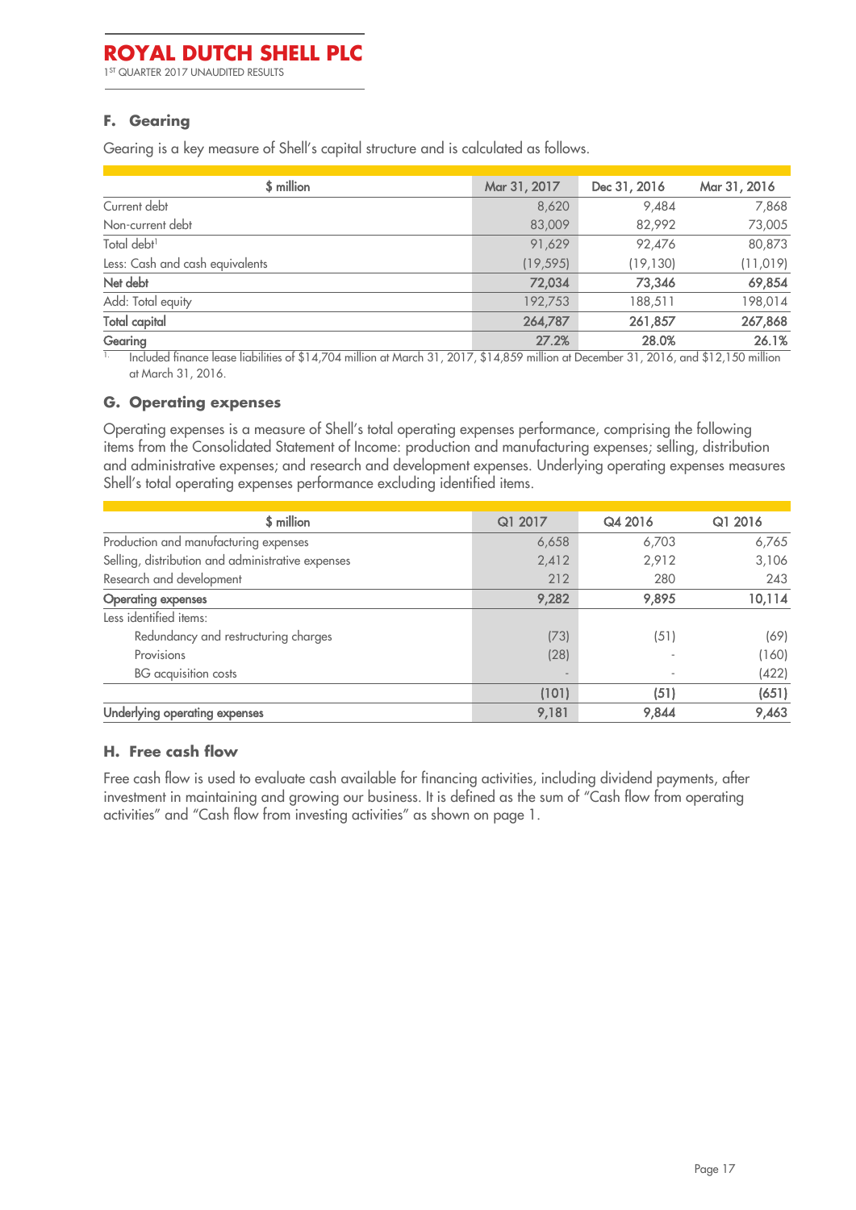## F. Gearing

Gearing is a key measure of Shell's capital structure and is calculated as follows.

| $ million | Mar 31, 2017 | Dec 31, 2016 | Mar 31, 2016 |
|---|---|---|---|
| Current debt | 8,620 | 9,484 | 7,868 |
| Non-current debt | 83,009 | 82,992 | 73,005 |
| Total debt[1] | 91,629 | 92,476 | 80,873 |
| Less: Cash and cash equivalents | (19,595) | (19,130) | (11,019) |
| **Net debt** | **72,034** | **73,346** | **69,854** |
| Add: Total equity | 192,753 | 188,511 | 198,014 |
| **Total capital** | **264,787** | **261,857** | **267,868** |
| **Gearing** | **27.2%** | **28.0%** | **26.1%** |

1. Included finance lease liabilities of $14,704 million at March 31, 2017, $14,859 million at December 31, 2016, and $12,150 million at March 31, 2016.

## G. Operating expenses

Operating expenses is a measure of Shell's total operating expenses performance, comprising the following items from the Consolidated Statement of Income: production and manufacturing expenses; selling, distribution and administrative expenses; and research and development expenses. Underlying operating expenses measures Shell's total operating expenses performance excluding identified items.

| $ million | Q1 2017 | Q4 2016 | Q1 2016 |
|---|---|---|---|
| Production and manufacturing expenses | 6,658 | 6,703 | 6,765 |
| Selling, distribution and administrative expenses | 2,412 | 2,912 | 3,106 |
| Research and development | 212 | 280 | 243 |
| **Operating expenses** | **9,282** | **9,895** | **10,114** |
| Less identified items: | | | |
| Redundancy and restructuring charges | (73) | (51) | (69) |
| Provisions | (28) | - | (160) |
| BG acquisition costs | - | - | (422) |
| | **(101)** | **(51)** | **(651)** |
| **Underlying operating expenses** | **9,181** | **9,844** | **9,463** |

## H. Free cash flow

Free cash flow is used to evaluate cash available for financing activities, including dividend payments, after investment in maintaining and growing our business. It is defined as the sum of "Cash flow from operating activities" and "Cash flow from investing activities" as shown on page 1.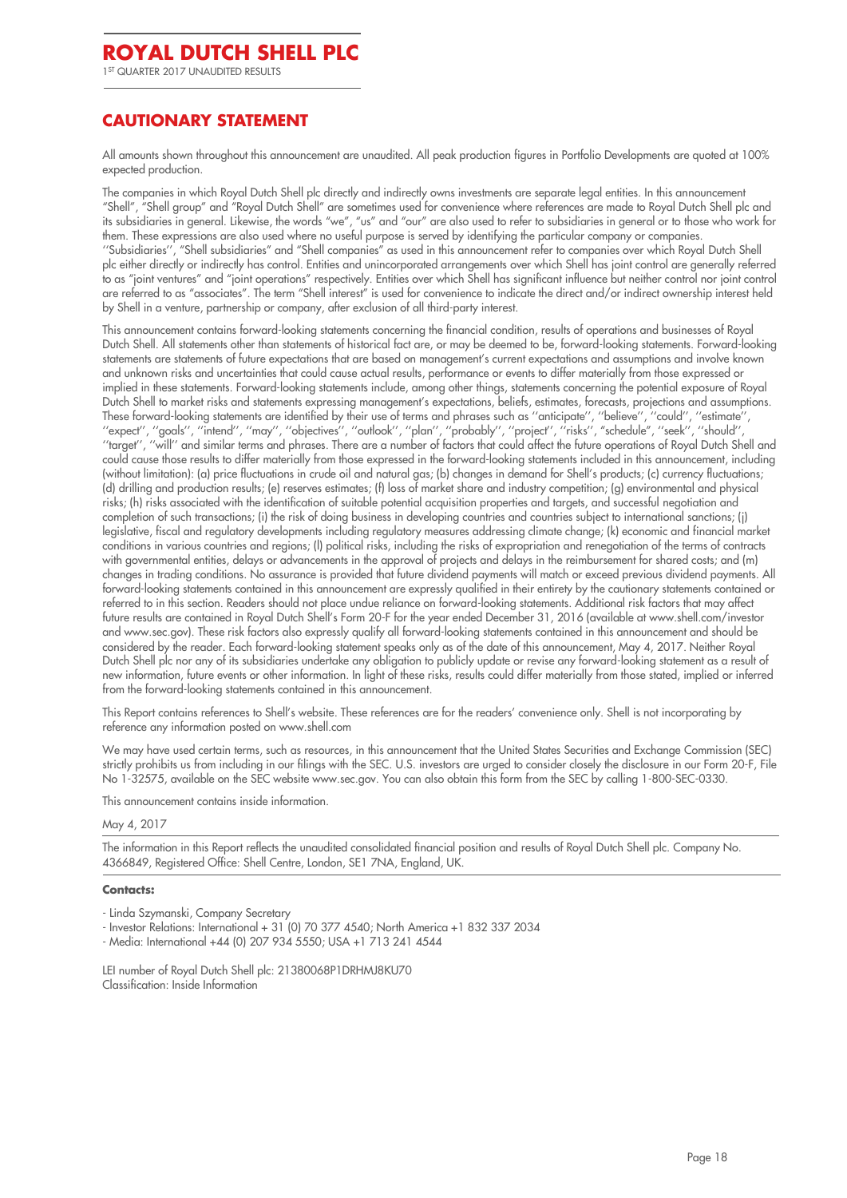## CAUTIONARY STATEMENT

All amounts shown throughout this announcement are unaudited. All peak production figures in Portfolio Developments are quoted at 100% expected production.

The companies in which Royal Dutch Shell plc directly and indirectly owns investments are separate legal entities. In this announcement "Shell", "Shell group" and "Royal Dutch Shell" are sometimes used for convenience where references are made to Royal Dutch Shell plc and its subsidiaries in general. Likewise, the words "we", "us" and "our" are also used to refer to subsidiaries in general or to those who work for them. These expressions are also used where no useful purpose is served by identifying the particular company or companies. ''Subsidiaries'', "Shell subsidiaries" and "Shell companies" as used in this announcement refer to companies over which Royal Dutch Shell plc either directly or indirectly has control. Entities and unincorporated arrangements over which Shell has joint control are generally referred to as "joint ventures" and "joint operations" respectively. Entities over which Shell has significant influence but neither control nor joint control are referred to as "associates". The term "Shell interest" is used for convenience to indicate the direct and/or indirect ownership interest held by Shell in a venture, partnership or company, after exclusion of all third-party interest.

This announcement contains forward-looking statements concerning the financial condition, results of operations and businesses of Royal Dutch Shell. All statements other than statements of historical fact are, or may be deemed to be, forward-looking statements. Forward-looking statements are statements of future expectations that are based on management's current expectations and assumptions and involve known and unknown risks and uncertainties that could cause actual results, performance or events to differ materially from those expressed or implied in these statements. Forward-looking statements include, among other things, statements concerning the potential exposure of Royal Dutch Shell to market risks and statements expressing management's expectations, beliefs, estimates, forecasts, projections and assumptions. These forward-looking statements are identified by their use of terms and phrases such as ''anticipate'', ''believe'', ''could'', ''estimate'', ''expect'', ''goals'', ''intend'', ''may'', ''objectives'', ''outlook'', ''plan'', ''probably'', ''project'', ''risks'', "schedule", ''seek'', ''should'', ''target'', ''will'' and similar terms and phrases. There are a number of factors that could affect the future operations of Royal Dutch Shell and could cause those results to differ materially from those expressed in the forward-looking statements included in this announcement, including (without limitation): (a) price fluctuations in crude oil and natural gas; (b) changes in demand for Shell's products; (c) currency fluctuations; (d) drilling and production results; (e) reserves estimates; (f) loss of market share and industry competition; (g) environmental and physical risks; (h) risks associated with the identification of suitable potential acquisition properties and targets, and successful negotiation and completion of such transactions; (i) the risk of doing business in developing countries and countries subject to international sanctions; (j) legislative, fiscal and regulatory developments including regulatory measures addressing climate change; (k) economic and financial market conditions in various countries and regions; (l) political risks, including the risks of expropriation and renegotiation of the terms of contracts with governmental entities, delays or advancements in the approval of projects and delays in the reimbursement for shared costs; and (m) changes in trading conditions. No assurance is provided that future dividend payments will match or exceed previous dividend payments. All forward-looking statements contained in this announcement are expressly qualified in their entirety by the cautionary statements contained or referred to in this section. Readers should not place undue reliance on forward-looking statements. Additional risk factors that may affect future results are contained in Royal Dutch Shell's Form 20-F for the year ended December 31, 2016 (available at www.shell.com/investor and www.sec.gov). These risk factors also expressly qualify all forward-looking statements contained in this announcement and should be considered by the reader. Each forward-looking statement speaks only as of the date of this announcement, May 4, 2017. Neither Royal Dutch Shell plc nor any of its subsidiaries undertake any obligation to publicly update or revise any forward-looking statement as a result of new information, future events or other information. In light of these risks, results could differ materially from those stated, implied or inferred from the forward-looking statements contained in this announcement.

This Report contains references to Shell's website. These references are for the readers' convenience only. Shell is not incorporating by reference any information posted on www.shell.com

We may have used certain terms, such as resources, in this announcement that the United States Securities and Exchange Commission (SEC) strictly prohibits us from including in our filings with the SEC. U.S. investors are urged to consider closely the disclosure in our Form 20-F, File No 1-32575, available on the SEC website www.sec.gov. You can also obtain this form from the SEC by calling 1-800-SEC-0330.

This announcement contains inside information.

May 4, 2017

The information in this Report reflects the unaudited consolidated financial position and results of Royal Dutch Shell plc. Company No. 4366849, Registered Office: Shell Centre, London, SE1 7NA, England, UK.

**Contacts:**

- Linda Szymanski, Company Secretary
- Investor Relations: International + 31 (0) 70 377 4540; North America +1 832 337 2034
- Media: International +44 (0) 207 934 5550; USA +1 713 241 4544

LEI number of Royal Dutch Shell plc: 21380068P1DRHMJ8KU70
Classification: Inside Information